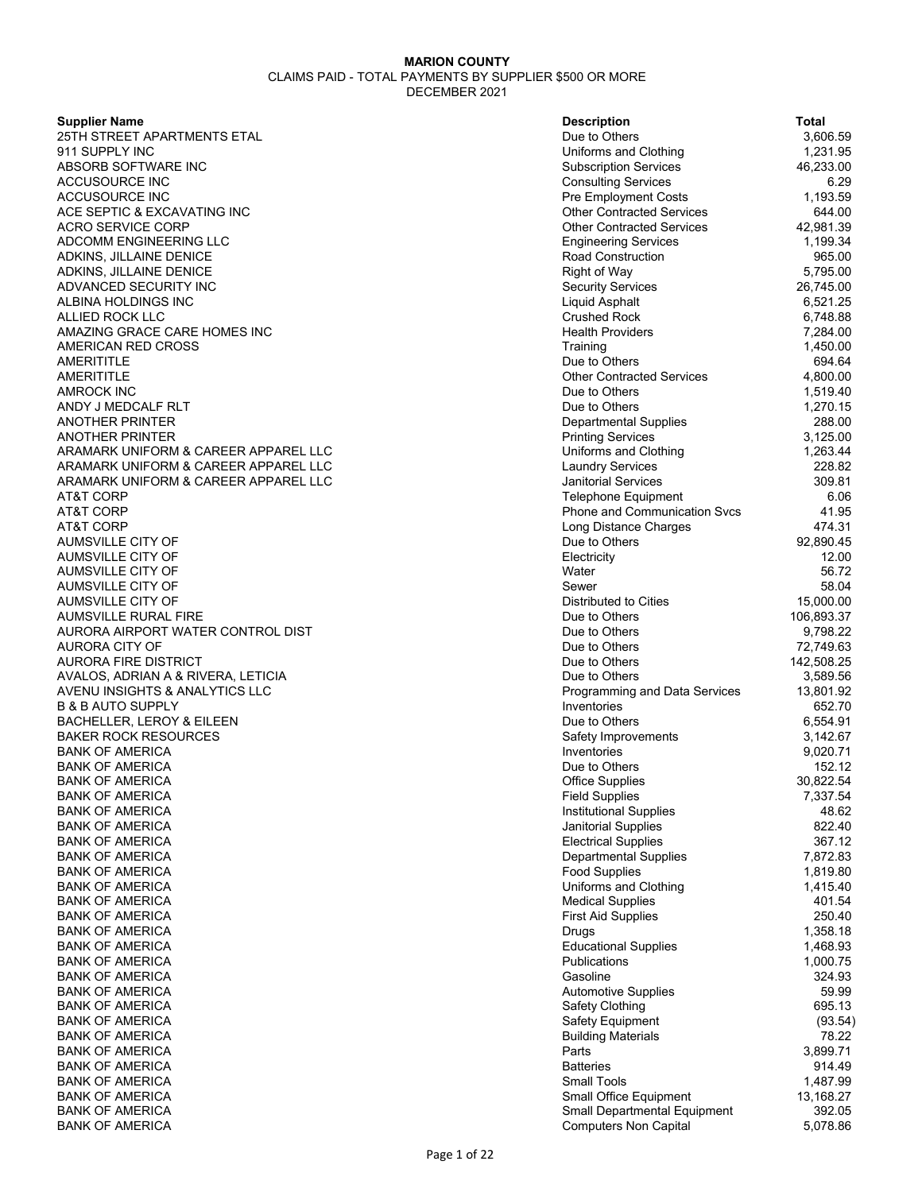**MARION COUNTY**

CLAIMS PAID - TOTAL PAYMENTS BY SUPPLIER $500 OR MORE

DECEMBER 2021

| Supplier Name | Description | Total |
|---|---|---|
| 25TH STREET APARTMENTS ETAL | Due to Others | 3,606.59 |
| 911 SUPPLY INC | Uniforms and Clothing | 1,231.95 |
| ABSORB SOFTWARE INC | Subscription Services | 46,233.00 |
| ACCUSOURCE INC | Consulting Services | 6.29 |
| ACCUSOURCE INC | Pre Employment Costs | 1,193.59 |
| ACE SEPTIC & EXCAVATING INC | Other Contracted Services | 644.00 |
| ACRO SERVICE CORP | Other Contracted Services | 42,981.39 |
| ADCOMM ENGINEERING LLC | Engineering Services | 1,199.34 |
| ADKINS, JILLAINE DENICE | Road Construction | 965.00 |
| ADKINS, JILLAINE DENICE | Right of Way | 5,795.00 |
| ADVANCED SECURITY INC | Security Services | 26,745.00 |
| ALBINA HOLDINGS INC | Liquid Asphalt | 6,521.25 |
| ALLIED ROCK LLC | Crushed Rock | 6,748.88 |
| AMAZING GRACE CARE HOMES INC | Health Providers | 7,284.00 |
| AMERICAN RED CROSS | Training | 1,450.00 |
| AMERITITLE | Due to Others | 694.64 |
| AMERITITLE | Other Contracted Services | 4,800.00 |
| AMROCK INC | Due to Others | 1,519.40 |
| ANDY J MEDCALF RLT | Due to Others | 1,270.15 |
| ANOTHER PRINTER | Departmental Supplies | 288.00 |
| ANOTHER PRINTER | Printing Services | 3,125.00 |
| ARAMARK UNIFORM & CAREER APPAREL LLC | Uniforms and Clothing | 1,263.44 |
| ARAMARK UNIFORM & CAREER APPAREL LLC | Laundry Services | 228.82 |
| ARAMARK UNIFORM & CAREER APPAREL LLC | Janitorial Services | 309.81 |
| AT&T CORP | Telephone Equipment | 6.06 |
| AT&T CORP | Phone and Communication Svcs | 41.95 |
| AT&T CORP | Long Distance Charges | 474.31 |
| AUMSVILLE CITY OF | Due to Others | 92,890.45 |
| AUMSVILLE CITY OF | Electricity | 12.00 |
| AUMSVILLE CITY OF | Water | 56.72 |
| AUMSVILLE CITY OF | Sewer | 58.04 |
| AUMSVILLE CITY OF | Distributed to Cities | 15,000.00 |
| AUMSVILLE RURAL FIRE | Due to Others | 106,893.37 |
| AURORA AIRPORT WATER CONTROL DIST | Due to Others | 9,798.22 |
| AURORA CITY OF | Due to Others | 72,749.63 |
| AURORA FIRE DISTRICT | Due to Others | 142,508.25 |
| AVALOS, ADRIAN A & RIVERA, LETICIA | Due to Others | 3,589.56 |
| AVENU INSIGHTS & ANALYTICS LLC | Programming and Data Services | 13,801.92 |
| B & B AUTO SUPPLY | Inventories | 652.70 |
| BACHELLER, LEROY & EILEEN | Due to Others | 6,554.91 |
| BAKER ROCK RESOURCES | Safety Improvements | 3,142.67 |
| BANK OF AMERICA | Inventories | 9,020.71 |
| BANK OF AMERICA | Due to Others | 152.12 |
| BANK OF AMERICA | Office Supplies | 30,822.54 |
| BANK OF AMERICA | Field Supplies | 7,337.54 |
| BANK OF AMERICA | Institutional Supplies | 48.62 |
| BANK OF AMERICA | Janitorial Supplies | 822.40 |
| BANK OF AMERICA | Electrical Supplies | 367.12 |
| BANK OF AMERICA | Departmental Supplies | 7,872.83 |
| BANK OF AMERICA | Food Supplies | 1,819.80 |
| BANK OF AMERICA | Uniforms and Clothing | 1,415.40 |
| BANK OF AMERICA | Medical Supplies | 401.54 |
| BANK OF AMERICA | First Aid Supplies | 250.40 |
| BANK OF AMERICA | Drugs | 1,358.18 |
| BANK OF AMERICA | Educational Supplies | 1,468.93 |
| BANK OF AMERICA | Publications | 1,000.75 |
| BANK OF AMERICA | Gasoline | 324.93 |
| BANK OF AMERICA | Automotive Supplies | 59.99 |
| BANK OF AMERICA | Safety Clothing | 695.13 |
| BANK OF AMERICA | Safety Equipment | (93.54) |
| BANK OF AMERICA | Building Materials | 78.22 |
| BANK OF AMERICA | Parts | 3,899.71 |
| BANK OF AMERICA | Batteries | 914.49 |
| BANK OF AMERICA | Small Tools | 1,487.99 |
| BANK OF AMERICA | Small Office Equipment | 13,168.27 |
| BANK OF AMERICA | Small Departmental Equipment | 392.05 |
| BANK OF AMERICA | Computers Non Capital | 5,078.86 |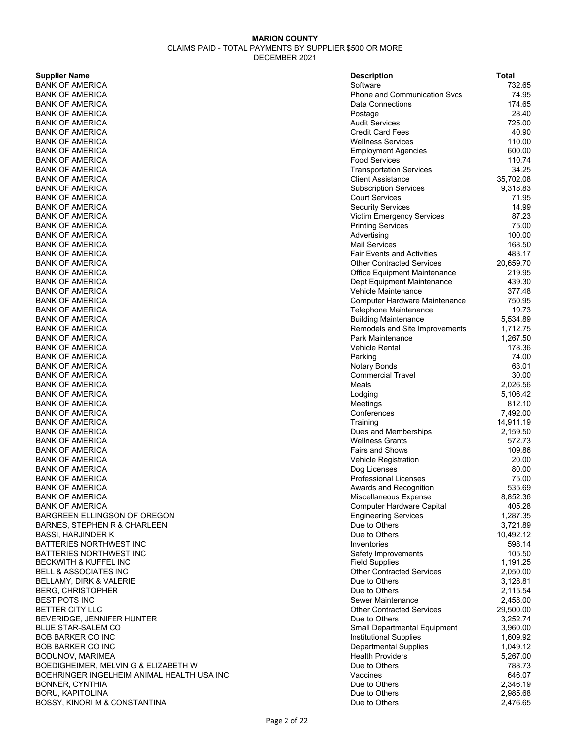**MARION COUNTY**

CLAIMS PAID - TOTAL PAYMENTS BY SUPPLIER $500 OR MORE

DECEMBER 2021

| Supplier Name | Description | Total |
|---|---|---|
| BANK OF AMERICA | Software | 732.65 |
| BANK OF AMERICA | Phone and Communication Svcs | 74.95 |
| BANK OF AMERICA | Data Connections | 174.65 |
| BANK OF AMERICA | Postage | 28.40 |
| BANK OF AMERICA | Audit Services | 725.00 |
| BANK OF AMERICA | Credit Card Fees | 40.90 |
| BANK OF AMERICA | Wellness Services | 110.00 |
| BANK OF AMERICA | Employment Agencies | 600.00 |
| BANK OF AMERICA | Food Services | 110.74 |
| BANK OF AMERICA | Transportation Services | 34.25 |
| BANK OF AMERICA | Client Assistance | 35,702.08 |
| BANK OF AMERICA | Subscription Services | 9,318.83 |
| BANK OF AMERICA | Court Services | 71.95 |
| BANK OF AMERICA | Security Services | 14.99 |
| BANK OF AMERICA | Victim Emergency Services | 87.23 |
| BANK OF AMERICA | Printing Services | 75.00 |
| BANK OF AMERICA | Advertising | 100.00 |
| BANK OF AMERICA | Mail Services | 168.50 |
| BANK OF AMERICA | Fair Events and Activities | 483.17 |
| BANK OF AMERICA | Other Contracted Services | 20,659.70 |
| BANK OF AMERICA | Office Equipment Maintenance | 219.95 |
| BANK OF AMERICA | Dept Equipment Maintenance | 439.30 |
| BANK OF AMERICA | Vehicle Maintenance | 377.48 |
| BANK OF AMERICA | Computer Hardware Maintenance | 750.95 |
| BANK OF AMERICA | Telephone Maintenance | 19.73 |
| BANK OF AMERICA | Building Maintenance | 5,534.89 |
| BANK OF AMERICA | Remodels and Site Improvements | 1,712.75 |
| BANK OF AMERICA | Park Maintenance | 1,267.50 |
| BANK OF AMERICA | Vehicle Rental | 178.36 |
| BANK OF AMERICA | Parking | 74.00 |
| BANK OF AMERICA | Notary Bonds | 63.01 |
| BANK OF AMERICA | Commercial Travel | 30.00 |
| BANK OF AMERICA | Meals | 2,026.56 |
| BANK OF AMERICA | Lodging | 5,106.42 |
| BANK OF AMERICA | Meetings | 812.10 |
| BANK OF AMERICA | Conferences | 7,492.00 |
| BANK OF AMERICA | Training | 14,911.19 |
| BANK OF AMERICA | Dues and Memberships | 2,159.50 |
| BANK OF AMERICA | Wellness Grants | 572.73 |
| BANK OF AMERICA | Fairs and Shows | 109.86 |
| BANK OF AMERICA | Vehicle Registration | 20.00 |
| BANK OF AMERICA | Dog Licenses | 80.00 |
| BANK OF AMERICA | Professional Licenses | 75.00 |
| BANK OF AMERICA | Awards and Recognition | 535.69 |
| BANK OF AMERICA | Miscellaneous Expense | 8,852.36 |
| BANK OF AMERICA | Computer Hardware Capital | 405.28 |
| BARGREEN ELLINGSON OF OREGON | Engineering Services | 1,287.35 |
| BARNES, STEPHEN R & CHARLEEN | Due to Others | 3,721.89 |
| BASSI, HARJINDER K | Due to Others | 10,492.12 |
| BATTERIES NORTHWEST INC | Inventories | 598.14 |
| BATTERIES NORTHWEST INC | Safety Improvements | 105.50 |
| BECKWITH & KUFFEL INC | Field Supplies | 1,191.25 |
| BELL & ASSOCIATES INC | Other Contracted Services | 2,050.00 |
| BELLAMY, DIRK & VALERIE | Due to Others | 3,128.81 |
| BERG, CHRISTOPHER | Due to Others | 2,115.54 |
| BEST POTS INC | Sewer Maintenance | 2,458.00 |
| BETTER CITY LLC | Other Contracted Services | 29,500.00 |
| BEVERIDGE, JENNIFER HUNTER | Due to Others | 3,252.74 |
| BLUE STAR-SALEM CO | Small Departmental Equipment | 3,960.00 |
| BOB BARKER CO INC | Institutional Supplies | 1,609.92 |
| BOB BARKER CO INC | Departmental Supplies | 1,049.12 |
| BODUNOV, MARIMEA | Health Providers | 5,267.00 |
| BOEDIGHEIMER, MELVIN G & ELIZABETH W | Due to Others | 788.73 |
| BOEHRINGER INGELHEIM ANIMAL HEALTH USA INC | Vaccines | 646.07 |
| BONNER, CYNTHIA | Due to Others | 2,346.19 |
| BORU, KAPITOLINA | Due to Others | 2,985.68 |
| BOSSY, KINORI M & CONSTANTINA | Due to Others | 2,476.65 |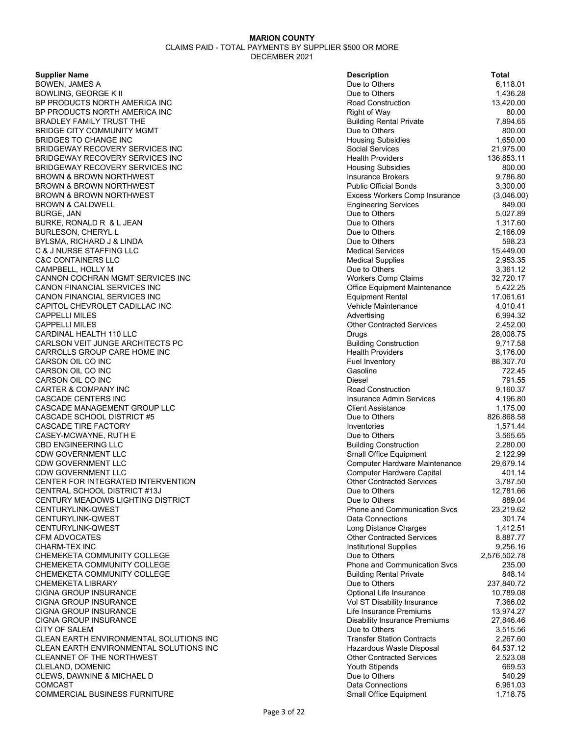**MARION COUNTY**

CLAIMS PAID - TOTAL PAYMENTS BY SUPPLIER $500 OR MORE

DECEMBER 2021

| Supplier Name | Description | Total |
|---|---|---|
| BOWEN, JAMES A | Due to Others | 6,118.01 |
| BOWLING, GEORGE K II | Due to Others | 1,436.28 |
| BP PRODUCTS NORTH AMERICA INC | Road Construction | 13,420.00 |
| BP PRODUCTS NORTH AMERICA INC | Right of Way | 80.00 |
| BRADLEY FAMILY TRUST THE | Building Rental Private | 7,894.65 |
| BRIDGE CITY COMMUNITY MGMT | Due to Others | 800.00 |
| BRIDGES TO CHANGE INC | Housing Subsidies | 1,650.00 |
| BRIDGEWAY RECOVERY SERVICES INC | Social Services | 21,975.00 |
| BRIDGEWAY RECOVERY SERVICES INC | Health Providers | 136,853.11 |
| BRIDGEWAY RECOVERY SERVICES INC | Housing Subsidies | 800.00 |
| BROWN & BROWN NORTHWEST | Insurance Brokers | 9,786.80 |
| BROWN & BROWN NORTHWEST | Public Official Bonds | 3,300.00 |
| BROWN & BROWN NORTHWEST | Excess Workers Comp Insurance | (3,046.00) |
| BROWN & CALDWELL | Engineering Services | 849.00 |
| BURGE, JAN | Due to Others | 5,027.89 |
| BURKE, RONALD R & L JEAN | Due to Others | 1,317.60 |
| BURLESON, CHERYL L | Due to Others | 2,166.09 |
| BYLSMA, RICHARD J & LINDA | Due to Others | 598.23 |
| C & J NURSE STAFFING LLC | Medical Services | 15,449.00 |
| C&C CONTAINERS LLC | Medical Supplies | 2,953.35 |
| CAMPBELL, HOLLY M | Due to Others | 3,361.12 |
| CANNON COCHRAN MGMT SERVICES INC | Workers Comp Claims | 32,720.17 |
| CANON FINANCIAL SERVICES INC | Office Equipment Maintenance | 5,422.25 |
| CANON FINANCIAL SERVICES INC | Equipment Rental | 17,061.61 |
| CAPITOL CHEVROLET CADILLAC INC | Vehicle Maintenance | 4,010.41 |
| CAPPELLI MILES | Advertising | 6,994.32 |
| CAPPELLI MILES | Other Contracted Services | 2,452.00 |
| CARDINAL HEALTH 110 LLC | Drugs | 28,008.75 |
| CARLSON VEIT JUNGE ARCHITECTS PC | Building Construction | 9,717.58 |
| CARROLLS GROUP CARE HOME INC | Health Providers | 3,176.00 |
| CARSON OIL CO INC | Fuel Inventory | 88,307.70 |
| CARSON OIL CO INC | Gasoline | 722.45 |
| CARSON OIL CO INC | Diesel | 791.55 |
| CARTER & COMPANY INC | Road Construction | 9,160.37 |
| CASCADE CENTERS INC | Insurance Admin Services | 4,196.80 |
| CASCADE MANAGEMENT GROUP LLC | Client Assistance | 1,175.00 |
| CASCADE SCHOOL DISTRICT #5 | Due to Others | 826,868.58 |
| CASCADE TIRE FACTORY | Inventories | 1,571.44 |
| CASEY-MCWAYNE, RUTH E | Due to Others | 3,565.65 |
| CBD ENGINEERING LLC | Building Construction | 2,280.00 |
| CDW GOVERNMENT LLC | Small Office Equipment | 2,122.99 |
| CDW GOVERNMENT LLC | Computer Hardware Maintenance | 29,679.14 |
| CDW GOVERNMENT LLC | Computer Hardware Capital | 401.14 |
| CENTER FOR INTEGRATED INTERVENTION | Other Contracted Services | 3,787.50 |
| CENTRAL SCHOOL DISTRICT #13J | Due to Others | 12,781.66 |
| CENTURY MEADOWS LIGHTING DISTRICT | Due to Others | 889.04 |
| CENTURYLINK-QWEST | Phone and Communication Svcs | 23,219.62 |
| CENTURYLINK-QWEST | Data Connections | 301.74 |
| CENTURYLINK-QWEST | Long Distance Charges | 1,412.51 |
| CFM ADVOCATES | Other Contracted Services | 8,887.77 |
| CHARM-TEX INC | Institutional Supplies | 9,256.16 |
| CHEMEKETA COMMUNITY COLLEGE | Due to Others | 2,576,502.78 |
| CHEMEKETA COMMUNITY COLLEGE | Phone and Communication Svcs | 235.00 |
| CHEMEKETA COMMUNITY COLLEGE | Building Rental Private | 848.14 |
| CHEMEKETA LIBRARY | Due to Others | 237,840.72 |
| CIGNA GROUP INSURANCE | Optional Life Insurance | 10,789.08 |
| CIGNA GROUP INSURANCE | Vol ST Disability Insurance | 7,366.02 |
| CIGNA GROUP INSURANCE | Life Insurance Premiums | 13,974.27 |
| CIGNA GROUP INSURANCE | Disability Insurance Premiums | 27,846.46 |
| CITY OF SALEM | Due to Others | 3,515.56 |
| CLEAN EARTH ENVIRONMENTAL SOLUTIONS INC | Transfer Station Contracts | 2,267.60 |
| CLEAN EARTH ENVIRONMENTAL SOLUTIONS INC | Hazardous Waste Disposal | 64,537.12 |
| CLEANNET OF THE NORTHWEST | Other Contracted Services | 2,523.08 |
| CLELAND, DOMENIC | Youth Stipends | 669.53 |
| CLEWS, DAWNINE & MICHAEL D | Due to Others | 540.29 |
| COMCAST | Data Connections | 6,961.03 |
| COMMERCIAL BUSINESS FURNITURE | Small Office Equipment | 1,718.75 |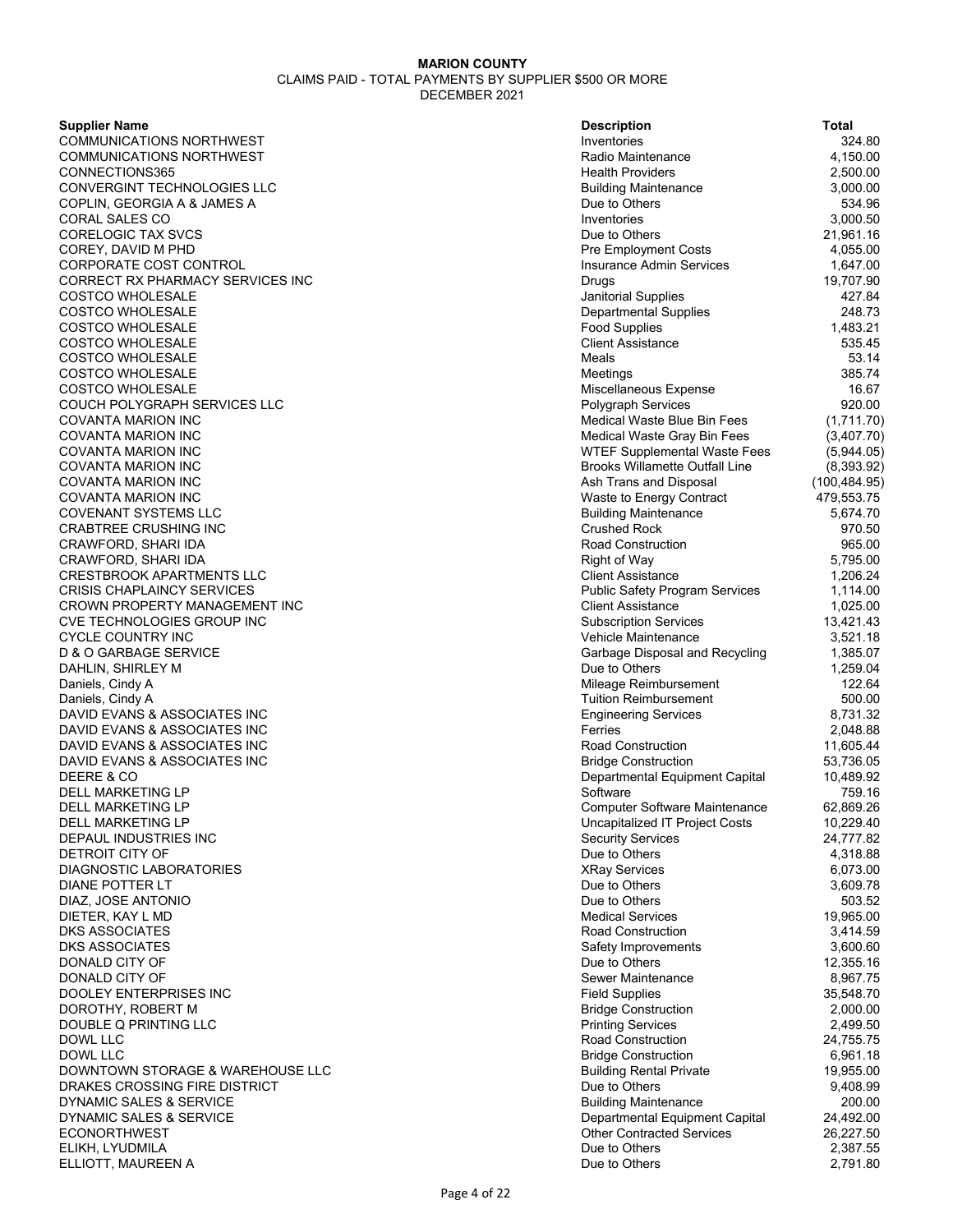**MARION COUNTY**

CLAIMS PAID - TOTAL PAYMENTS BY SUPPLIER $500 OR MORE

DECEMBER 2021

| Supplier Name | Description | Total |
|---|---|---|
| COMMUNICATIONS NORTHWEST | Inventories | 324.80 |
| COMMUNICATIONS NORTHWEST | Radio Maintenance | 4,150.00 |
| CONNECTIONS365 | Health Providers | 2,500.00 |
| CONVERGINT TECHNOLOGIES LLC | Building Maintenance | 3,000.00 |
| COPLIN, GEORGIA A & JAMES A | Due to Others | 534.96 |
| CORAL SALES CO | Inventories | 3,000.50 |
| CORELOGIC TAX SVCS | Due to Others | 21,961.16 |
| COREY, DAVID M PHD | Pre Employment Costs | 4,055.00 |
| CORPORATE COST CONTROL | Insurance Admin Services | 1,647.00 |
| CORRECT RX PHARMACY SERVICES INC | Drugs | 19,707.90 |
| COSTCO WHOLESALE | Janitorial Supplies | 427.84 |
| COSTCO WHOLESALE | Departmental Supplies | 248.73 |
| COSTCO WHOLESALE | Food Supplies | 1,483.21 |
| COSTCO WHOLESALE | Client Assistance | 535.45 |
| COSTCO WHOLESALE | Meals | 53.14 |
| COSTCO WHOLESALE | Meetings | 385.74 |
| COSTCO WHOLESALE | Miscellaneous Expense | 16.67 |
| COUCH POLYGRAPH SERVICES LLC | Polygraph Services | 920.00 |
| COVANTA MARION INC | Medical Waste Blue Bin Fees | (1,711.70) |
| COVANTA MARION INC | Medical Waste Gray Bin Fees | (3,407.70) |
| COVANTA MARION INC | WTEF Supplemental Waste Fees | (5,944.05) |
| COVANTA MARION INC | Brooks Willamette Outfall Line | (8,393.92) |
| COVANTA MARION INC | Ash Trans and Disposal | (100,484.95) |
| COVANTA MARION INC | Waste to Energy Contract | 479,553.75 |
| COVENANT SYSTEMS LLC | Building Maintenance | 5,674.70 |
| CRABTREE CRUSHING INC | Crushed Rock | 970.50 |
| CRAWFORD, SHARI IDA | Road Construction | 965.00 |
| CRAWFORD, SHARI IDA | Right of Way | 5,795.00 |
| CRESTBROOK APARTMENTS LLC | Client Assistance | 1,206.24 |
| CRISIS CHAPLAINCY SERVICES | Public Safety Program Services | 1,114.00 |
| CROWN PROPERTY MANAGEMENT INC | Client Assistance | 1,025.00 |
| CVE TECHNOLOGIES GROUP INC | Subscription Services | 13,421.43 |
| CYCLE COUNTRY INC | Vehicle Maintenance | 3,521.18 |
| D & O GARBAGE SERVICE | Garbage Disposal and Recycling | 1,385.07 |
| DAHLIN, SHIRLEY M | Due to Others | 1,259.04 |
| Daniels, Cindy A | Mileage Reimbursement | 122.64 |
| Daniels, Cindy A | Tuition Reimbursement | 500.00 |
| DAVID EVANS & ASSOCIATES INC | Engineering Services | 8,731.32 |
| DAVID EVANS & ASSOCIATES INC | Ferries | 2,048.88 |
| DAVID EVANS & ASSOCIATES INC | Road Construction | 11,605.44 |
| DAVID EVANS & ASSOCIATES INC | Bridge Construction | 53,736.05 |
| DEERE & CO | Departmental Equipment Capital | 10,489.92 |
| DELL MARKETING LP | Software | 759.16 |
| DELL MARKETING LP | Computer Software Maintenance | 62,869.26 |
| DELL MARKETING LP | Uncapitalized IT Project Costs | 10,229.40 |
| DEPAUL INDUSTRIES INC | Security Services | 24,777.82 |
| DETROIT CITY OF | Due to Others | 4,318.88 |
| DIAGNOSTIC LABORATORIES | XRay Services | 6,073.00 |
| DIANE POTTER LT | Due to Others | 3,609.78 |
| DIAZ, JOSE ANTONIO | Due to Others | 503.52 |
| DIETER, KAY L MD | Medical Services | 19,965.00 |
| DKS ASSOCIATES | Road Construction | 3,414.59 |
| DKS ASSOCIATES | Safety Improvements | 3,600.60 |
| DONALD CITY OF | Due to Others | 12,355.16 |
| DONALD CITY OF | Sewer Maintenance | 8,967.75 |
| DOOLEY ENTERPRISES INC | Field Supplies | 35,548.70 |
| DOROTHY, ROBERT M | Bridge Construction | 2,000.00 |
| DOUBLE Q PRINTING LLC | Printing Services | 2,499.50 |
| DOWL LLC | Road Construction | 24,755.75 |
| DOWL LLC | Bridge Construction | 6,961.18 |
| DOWNTOWN STORAGE & WAREHOUSE LLC | Building Rental Private | 19,955.00 |
| DRAKES CROSSING FIRE DISTRICT | Due to Others | 9,408.99 |
| DYNAMIC SALES & SERVICE | Building Maintenance | 200.00 |
| DYNAMIC SALES & SERVICE | Departmental Equipment Capital | 24,492.00 |
| ECONORTHWEST | Other Contracted Services | 26,227.50 |
| ELIKH, LYUDMILA | Due to Others | 2,387.55 |
| ELLIOTT, MAUREEN A | Due to Others | 2,791.80 |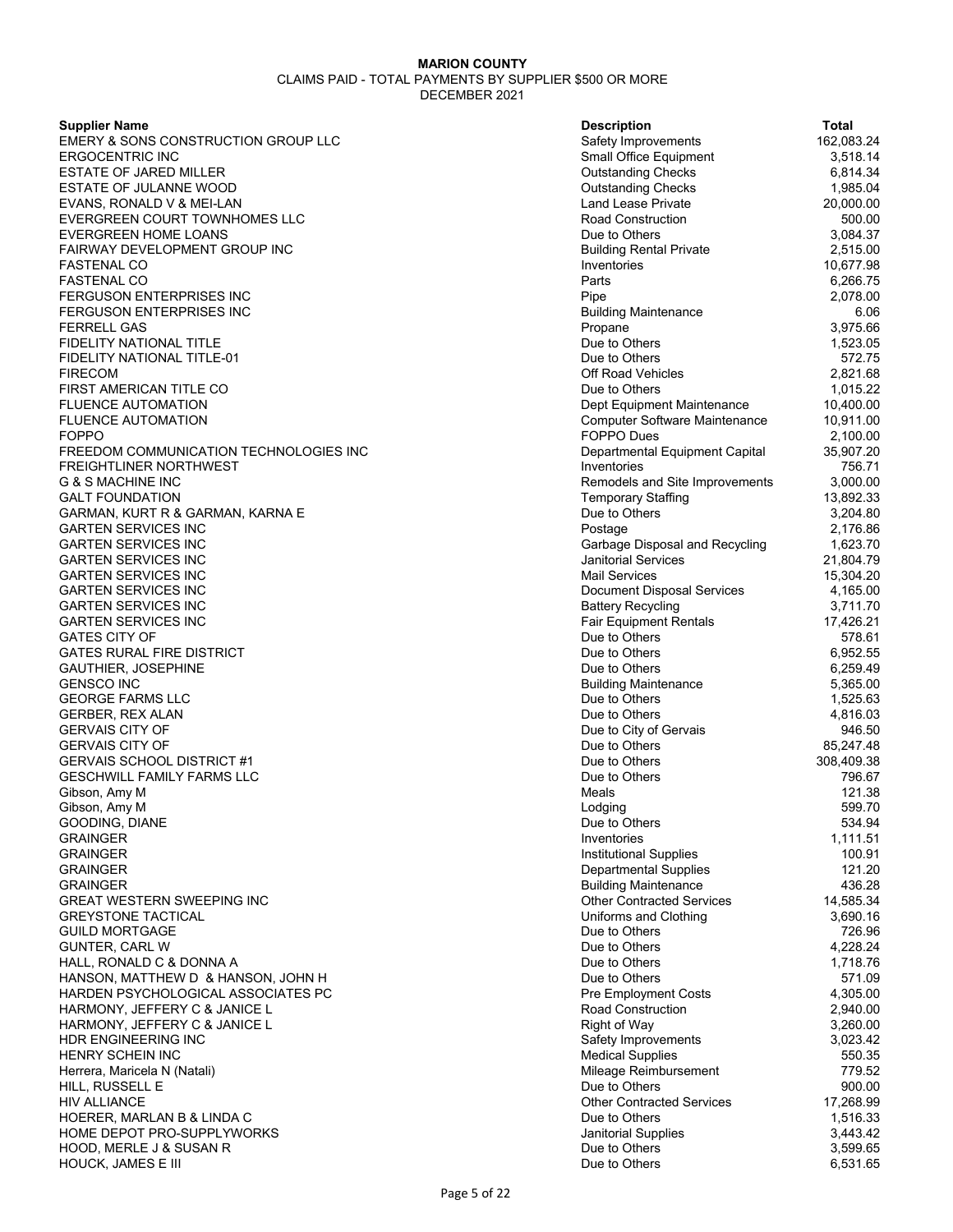**MARION COUNTY**
CLAIMS PAID - TOTAL PAYMENTS BY SUPPLIER $500 OR MORE
DECEMBER 2021

| Supplier Name | Description | Total |
|---|---|---|
| EMERY & SONS CONSTRUCTION GROUP LLC | Safety Improvements | 162,083.24 |
| ERGOCENTRIC INC | Small Office Equipment | 3,518.14 |
| ESTATE OF JARED MILLER | Outstanding Checks | 6,814.34 |
| ESTATE OF JULANNE WOOD | Outstanding Checks | 1,985.04 |
| EVANS, RONALD V & MEI-LAN | Land Lease Private | 20,000.00 |
| EVERGREEN COURT TOWNHOMES LLC | Road Construction | 500.00 |
| EVERGREEN HOME LOANS | Due to Others | 3,084.37 |
| FAIRWAY DEVELOPMENT GROUP INC | Building Rental Private | 2,515.00 |
| FASTENAL CO | Inventories | 10,677.98 |
| FASTENAL CO | Parts | 6,266.75 |
| FERGUSON ENTERPRISES INC | Pipe | 2,078.00 |
| FERGUSON ENTERPRISES INC | Building Maintenance | 6.06 |
| FERRELL GAS | Propane | 3,975.66 |
| FIDELITY NATIONAL TITLE | Due to Others | 1,523.05 |
| FIDELITY NATIONAL TITLE-01 | Due to Others | 572.75 |
| FIRECOM | Off Road Vehicles | 2,821.68 |
| FIRST AMERICAN TITLE CO | Due to Others | 1,015.22 |
| FLUENCE AUTOMATION | Dept Equipment Maintenance | 10,400.00 |
| FLUENCE AUTOMATION | Computer Software Maintenance | 10,911.00 |
| FOPPO | FOPPO Dues | 2,100.00 |
| FREEDOM COMMUNICATION TECHNOLOGIES INC | Departmental Equipment Capital | 35,907.20 |
| FREIGHTLINER NORTHWEST | Inventories | 756.71 |
| G & S MACHINE INC | Remodels and Site Improvements | 3,000.00 |
| GALT FOUNDATION | Temporary Staffing | 13,892.33 |
| GARMAN, KURT R & GARMAN, KARNA E | Due to Others | 3,204.80 |
| GARTEN SERVICES INC | Postage | 2,176.86 |
| GARTEN SERVICES INC | Garbage Disposal and Recycling | 1,623.70 |
| GARTEN SERVICES INC | Janitorial Services | 21,804.79 |
| GARTEN SERVICES INC | Mail Services | 15,304.20 |
| GARTEN SERVICES INC | Document Disposal Services | 4,165.00 |
| GARTEN SERVICES INC | Battery Recycling | 3,711.70 |
| GARTEN SERVICES INC | Fair Equipment Rentals | 17,426.21 |
| GATES CITY OF | Due to Others | 578.61 |
| GATES RURAL FIRE DISTRICT | Due to Others | 6,952.55 |
| GAUTHIER, JOSEPHINE | Due to Others | 6,259.49 |
| GENSCO INC | Building Maintenance | 5,365.00 |
| GEORGE FARMS LLC | Due to Others | 1,525.63 |
| GERBER, REX ALAN | Due to Others | 4,816.03 |
| GERVAIS CITY OF | Due to City of Gervais | 946.50 |
| GERVAIS CITY OF | Due to Others | 85,247.48 |
| GERVAIS SCHOOL DISTRICT #1 | Due to Others | 308,409.38 |
| GESCHWILL FAMILY FARMS LLC | Due to Others | 796.67 |
| Gibson, Amy M | Meals | 121.38 |
| Gibson, Amy M | Lodging | 599.70 |
| GOODING, DIANE | Due to Others | 534.94 |
| GRAINGER | Inventories | 1,111.51 |
| GRAINGER | Institutional Supplies | 100.91 |
| GRAINGER | Departmental Supplies | 121.20 |
| GRAINGER | Building Maintenance | 436.28 |
| GREAT WESTERN SWEEPING INC | Other Contracted Services | 14,585.34 |
| GREYSTONE TACTICAL | Uniforms and Clothing | 3,690.16 |
| GUILD MORTGAGE | Due to Others | 726.96 |
| GUNTER, CARL W | Due to Others | 4,228.24 |
| HALL, RONALD C & DONNA A | Due to Others | 1,718.76 |
| HANSON, MATTHEW D & HANSON, JOHN H | Due to Others | 571.09 |
| HARDEN PSYCHOLOGICAL ASSOCIATES PC | Pre Employment Costs | 4,305.00 |
| HARMONY, JEFFERY C & JANICE L | Road Construction | 2,940.00 |
| HARMONY, JEFFERY C & JANICE L | Right of Way | 3,260.00 |
| HDR ENGINEERING INC | Safety Improvements | 3,023.42 |
| HENRY SCHEIN INC | Medical Supplies | 550.35 |
| Herrera, Maricela N (Natali) | Mileage Reimbursement | 779.52 |
| HILL, RUSSELL E | Due to Others | 900.00 |
| HIV ALLIANCE | Other Contracted Services | 17,268.99 |
| HOERER, MARLAN B & LINDA C | Due to Others | 1,516.33 |
| HOME DEPOT PRO-SUPPLYWORKS | Janitorial Supplies | 3,443.42 |
| HOOD, MERLE J & SUSAN R | Due to Others | 3,599.65 |
| HOUCK, JAMES E III | Due to Others | 6,531.65 |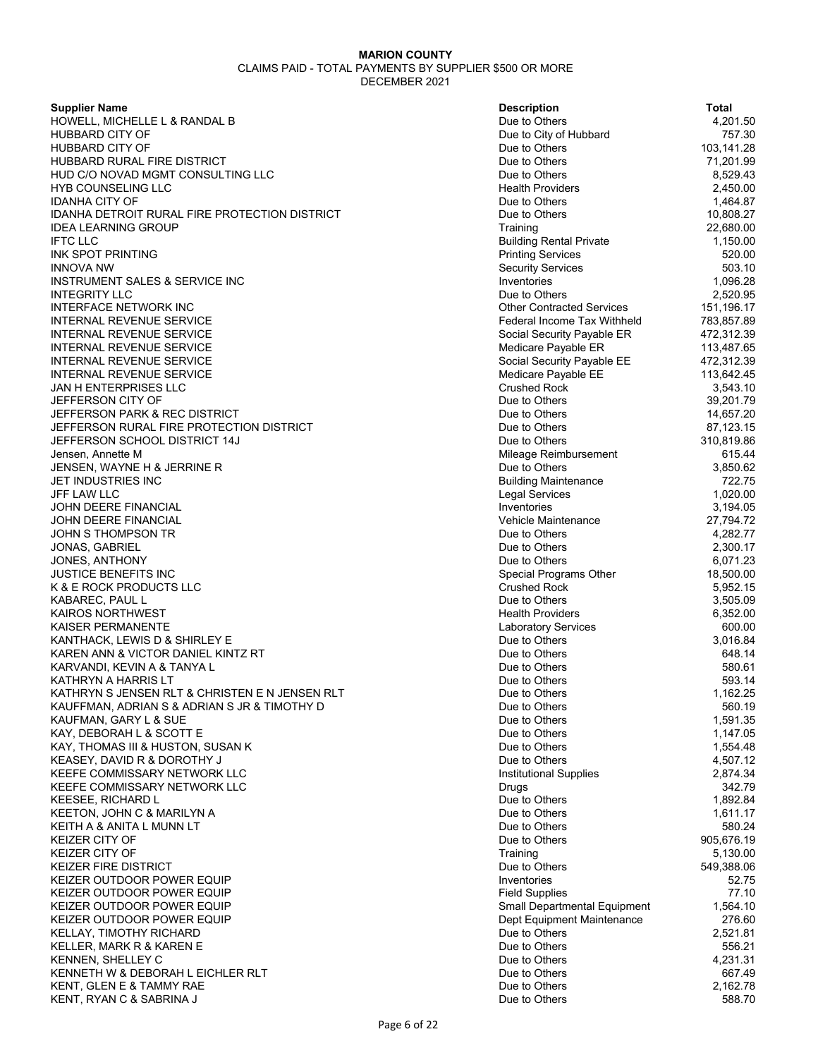**MARION COUNTY**

CLAIMS PAID - TOTAL PAYMENTS BY SUPPLIER $500 OR MORE

DECEMBER 2021

| Supplier Name | Description | Total |
|---|---|---|
| HOWELL, MICHELLE L & RANDAL B | Due to Others | 4,201.50 |
| HUBBARD CITY OF | Due to City of Hubbard | 757.30 |
| HUBBARD CITY OF | Due to Others | 103,141.28 |
| HUBBARD RURAL FIRE DISTRICT | Due to Others | 71,201.99 |
| HUD C/O NOVAD MGMT CONSULTING LLC | Due to Others | 8,529.43 |
| HYB COUNSELING LLC | Health Providers | 2,450.00 |
| IDANHA CITY OF | Due to Others | 1,464.87 |
| IDANHA DETROIT RURAL FIRE PROTECTION DISTRICT | Due to Others | 10,808.27 |
| IDEA LEARNING GROUP | Training | 22,680.00 |
| IFTC LLC | Building Rental Private | 1,150.00 |
| INK SPOT PRINTING | Printing Services | 520.00 |
| INNOVA NW | Security Services | 503.10 |
| INSTRUMENT SALES & SERVICE INC | Inventories | 1,096.28 |
| INTEGRITY LLC | Due to Others | 2,520.95 |
| INTERFACE NETWORK INC | Other Contracted Services | 151,196.17 |
| INTERNAL REVENUE SERVICE | Federal Income Tax Withheld | 783,857.89 |
| INTERNAL REVENUE SERVICE | Social Security Payable ER | 472,312.39 |
| INTERNAL REVENUE SERVICE | Medicare Payable ER | 113,487.65 |
| INTERNAL REVENUE SERVICE | Social Security Payable EE | 472,312.39 |
| INTERNAL REVENUE SERVICE | Medicare Payable EE | 113,642.45 |
| JAN H ENTERPRISES LLC | Crushed Rock | 3,543.10 |
| JEFFERSON CITY OF | Due to Others | 39,201.79 |
| JEFFERSON PARK & REC DISTRICT | Due to Others | 14,657.20 |
| JEFFERSON RURAL FIRE PROTECTION DISTRICT | Due to Others | 87,123.15 |
| JEFFERSON SCHOOL DISTRICT 14J | Due to Others | 310,819.86 |
| Jensen, Annette M | Mileage Reimbursement | 615.44 |
| JENSEN, WAYNE H & JERRINE R | Due to Others | 3,850.62 |
| JET INDUSTRIES INC | Building Maintenance | 722.75 |
| JFF LAW LLC | Legal Services | 1,020.00 |
| JOHN DEERE FINANCIAL | Inventories | 3,194.05 |
| JOHN DEERE FINANCIAL | Vehicle Maintenance | 27,794.72 |
| JOHN S THOMPSON TR | Due to Others | 4,282.77 |
| JONAS, GABRIEL | Due to Others | 2,300.17 |
| JONES, ANTHONY | Due to Others | 6,071.23 |
| JUSTICE BENEFITS INC | Special Programs Other | 18,500.00 |
| K & E ROCK PRODUCTS LLC | Crushed Rock | 5,952.15 |
| KABAREC, PAUL L | Due to Others | 3,505.09 |
| KAIROS NORTHWEST | Health Providers | 6,352.00 |
| KAISER PERMANENTE | Laboratory Services | 600.00 |
| KANTHACK, LEWIS D & SHIRLEY E | Due to Others | 3,016.84 |
| KAREN ANN & VICTOR DANIEL KINTZ RT | Due to Others | 648.14 |
| KARVANDI, KEVIN A & TANYA L | Due to Others | 580.61 |
| KATHRYN A HARRIS LT | Due to Others | 593.14 |
| KATHRYN S JENSEN RLT & CHRISTEN E N JENSEN RLT | Due to Others | 1,162.25 |
| KAUFFMAN, ADRIAN S & ADRIAN S JR & TIMOTHY D | Due to Others | 560.19 |
| KAUFMAN, GARY L & SUE | Due to Others | 1,591.35 |
| KAY, DEBORAH L & SCOTT E | Due to Others | 1,147.05 |
| KAY, THOMAS III & HUSTON, SUSAN K | Due to Others | 1,554.48 |
| KEASEY, DAVID R & DOROTHY J | Due to Others | 4,507.12 |
| KEEFE COMMISSARY NETWORK LLC | Institutional Supplies | 2,874.34 |
| KEEFE COMMISSARY NETWORK LLC | Drugs | 342.79 |
| KEESEE, RICHARD L | Due to Others | 1,892.84 |
| KEETON, JOHN C & MARILYN A | Due to Others | 1,611.17 |
| KEITH A & ANITA L MUNN LT | Due to Others | 580.24 |
| KEIZER CITY OF | Due to Others | 905,676.19 |
| KEIZER CITY OF | Training | 5,130.00 |
| KEIZER FIRE DISTRICT | Due to Others | 549,388.06 |
| KEIZER OUTDOOR POWER EQUIP | Inventories | 52.75 |
| KEIZER OUTDOOR POWER EQUIP | Field Supplies | 77.10 |
| KEIZER OUTDOOR POWER EQUIP | Small Departmental Equipment | 1,564.10 |
| KEIZER OUTDOOR POWER EQUIP | Dept Equipment Maintenance | 276.60 |
| KELLAY, TIMOTHY RICHARD | Due to Others | 2,521.81 |
| KELLER, MARK R & KAREN E | Due to Others | 556.21 |
| KENNEN, SHELLEY C | Due to Others | 4,231.31 |
| KENNETH W & DEBORAH L EICHLER RLT | Due to Others | 667.49 |
| KENT, GLEN E & TAMMY RAE | Due to Others | 2,162.78 |
| KENT, RYAN C & SABRINA J | Due to Others | 588.70 |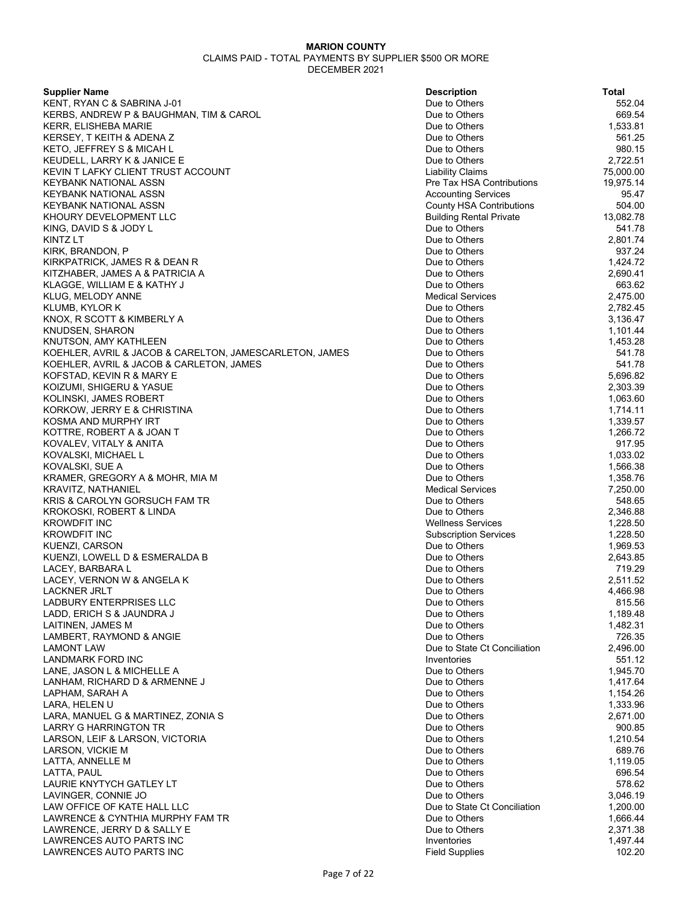**MARION COUNTY**

CLAIMS PAID - TOTAL PAYMENTS BY SUPPLIER $500 OR MORE

DECEMBER 2021

| Supplier Name | Description | Total |
|---|---|---|
| KENT, RYAN C & SABRINA J-01 | Due to Others | 552.04 |
| KERBS, ANDREW P & BAUGHMAN, TIM & CAROL | Due to Others | 669.54 |
| KERR, ELISHEBA MARIE | Due to Others | 1,533.81 |
| KERSEY, T KEITH & ADENA Z | Due to Others | 561.25 |
| KETO, JEFFREY S & MICAH L | Due to Others | 980.15 |
| KEUDELL, LARRY K & JANICE E | Due to Others | 2,722.51 |
| KEVIN T LAFKY CLIENT TRUST ACCOUNT | Liability Claims | 75,000.00 |
| KEYBANK NATIONAL ASSN | Pre Tax HSA Contributions | 19,975.14 |
| KEYBANK NATIONAL ASSN | Accounting Services | 95.47 |
| KEYBANK NATIONAL ASSN | County HSA Contributions | 504.00 |
| KHOURY DEVELOPMENT LLC | Building Rental Private | 13,082.78 |
| KING, DAVID S & JODY L | Due to Others | 541.78 |
| KINTZ LT | Due to Others | 2,801.74 |
| KIRK, BRANDON, P | Due to Others | 937.24 |
| KIRKPATRICK, JAMES R & DEAN R | Due to Others | 1,424.72 |
| KITZHABER, JAMES A & PATRICIA A | Due to Others | 2,690.41 |
| KLAGGE, WILLIAM E & KATHY J | Due to Others | 663.62 |
| KLUG, MELODY ANNE | Medical Services | 2,475.00 |
| KLUMB, KYLOR K | Due to Others | 2,782.45 |
| KNOX, R SCOTT & KIMBERLY A | Due to Others | 3,136.47 |
| KNUDSEN, SHARON | Due to Others | 1,101.44 |
| KNUTSON, AMY KATHLEEN | Due to Others | 1,453.28 |
| KOEHLER, AVRIL & JACOB & CARELTON, JAMESCARLETON, JAMES | Due to Others | 541.78 |
| KOEHLER, AVRIL & JACOB & CARLETON, JAMES | Due to Others | 541.78 |
| KOFSTAD, KEVIN R & MARY E | Due to Others | 5,696.82 |
| KOIZUMI, SHIGERU & YASUE | Due to Others | 2,303.39 |
| KOLINSKI, JAMES ROBERT | Due to Others | 1,063.60 |
| KORKOW, JERRY E & CHRISTINA | Due to Others | 1,714.11 |
| KOSMA AND MURPHY IRT | Due to Others | 1,339.57 |
| KOTTRE, ROBERT A & JOAN T | Due to Others | 1,266.72 |
| KOVALEV, VITALY & ANITA | Due to Others | 917.95 |
| KOVALSKI, MICHAEL L | Due to Others | 1,033.02 |
| KOVALSKI, SUE A | Due to Others | 1,566.38 |
| KRAMER, GREGORY A & MOHR, MIA M | Due to Others | 1,358.76 |
| KRAVITZ, NATHANIEL | Medical Services | 7,250.00 |
| KRIS & CAROLYN GORSUCH FAM TR | Due to Others | 548.65 |
| KROKOSKI, ROBERT & LINDA | Due to Others | 2,346.88 |
| KROWDFIT INC | Wellness Services | 1,228.50 |
| KROWDFIT INC | Subscription Services | 1,228.50 |
| KUENZI, CARSON | Due to Others | 1,969.53 |
| KUENZI, LOWELL D & ESMERALDA B | Due to Others | 2,643.85 |
| LACEY, BARBARA L | Due to Others | 719.29 |
| LACEY, VERNON W & ANGELA K | Due to Others | 2,511.52 |
| LACKNER JRLT | Due to Others | 4,466.98 |
| LADBURY ENTERPRISES LLC | Due to Others | 815.56 |
| LADD, ERICH S & JAUNDRA J | Due to Others | 1,189.48 |
| LAITINEN, JAMES M | Due to Others | 1,482.31 |
| LAMBERT, RAYMOND & ANGIE | Due to Others | 726.35 |
| LAMONT LAW | Due to State Ct Conciliation | 2,496.00 |
| LANDMARK FORD INC | Inventories | 551.12 |
| LANE, JASON L & MICHELLE A | Due to Others | 1,945.70 |
| LANHAM, RICHARD D & ARMENNE J | Due to Others | 1,417.64 |
| LAPHAM, SARAH A | Due to Others | 1,154.26 |
| LARA, HELEN U | Due to Others | 1,333.96 |
| LARA, MANUEL G & MARTINEZ, ZONIA S | Due to Others | 2,671.00 |
| LARRY G HARRINGTON TR | Due to Others | 900.85 |
| LARSON, LEIF & LARSON, VICTORIA | Due to Others | 1,210.54 |
| LARSON, VICKIE M | Due to Others | 689.76 |
| LATTA, ANNELLE M | Due to Others | 1,119.05 |
| LATTA, PAUL | Due to Others | 696.54 |
| LAURIE KNYTYCH GATLEY LT | Due to Others | 578.62 |
| LAVINGER, CONNIE JO | Due to Others | 3,046.19 |
| LAW OFFICE OF KATE HALL LLC | Due to State Ct Conciliation | 1,200.00 |
| LAWRENCE & CYNTHIA MURPHY FAM TR | Due to Others | 1,666.44 |
| LAWRENCE, JERRY D & SALLY E | Due to Others | 2,371.38 |
| LAWRENCES AUTO PARTS INC | Inventories | 1,497.44 |
| LAWRENCES AUTO PARTS INC | Field Supplies | 102.20 |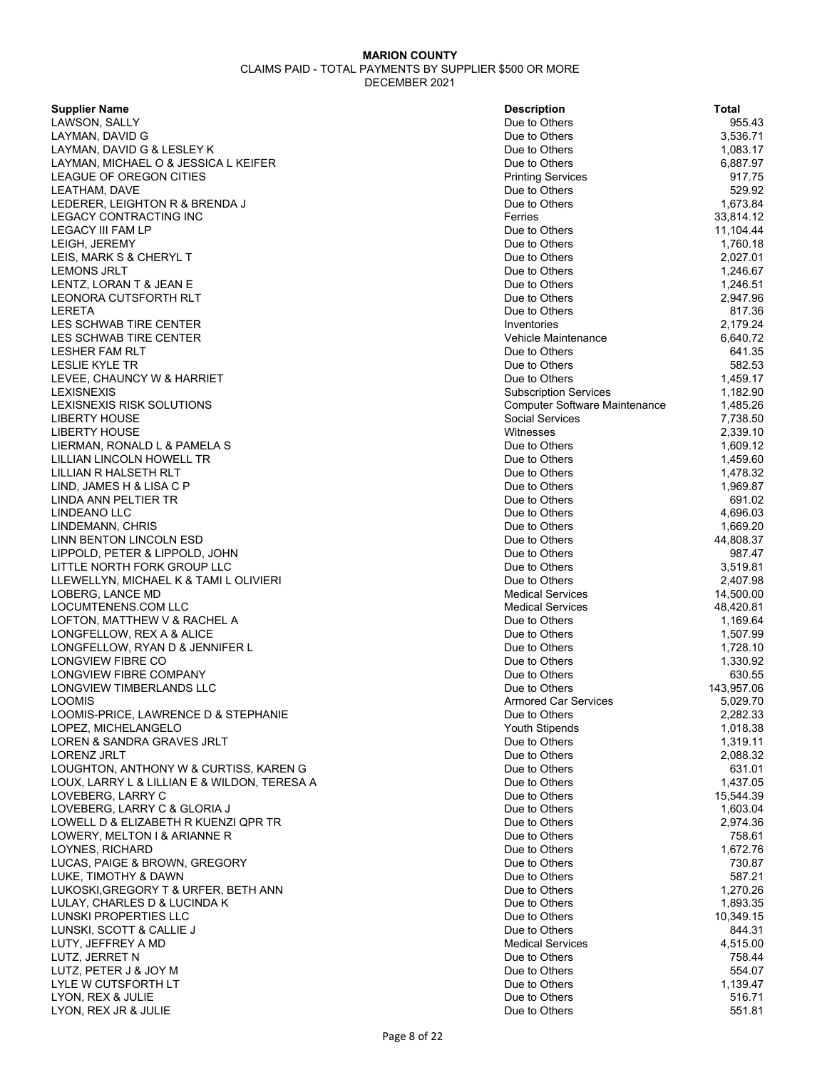**MARION COUNTY**

CLAIMS PAID - TOTAL PAYMENTS BY SUPPLIER $500 OR MORE

DECEMBER 2021

| Supplier Name | Description | Total |
|---|---|---|
| LAWSON, SALLY | Due to Others | 955.43 |
| LAYMAN, DAVID G | Due to Others | 3,536.71 |
| LAYMAN, DAVID G & LESLEY K | Due to Others | 1,083.17 |
| LAYMAN, MICHAEL O & JESSICA L KEIFER | Due to Others | 6,887.97 |
| LEAGUE OF OREGON CITIES | Printing Services | 917.75 |
| LEATHAM, DAVE | Due to Others | 529.92 |
| LEDERER, LEIGHTON R & BRENDA J | Due to Others | 1,673.84 |
| LEGACY CONTRACTING INC | Ferries | 33,814.12 |
| LEGACY III FAM LP | Due to Others | 11,104.44 |
| LEIGH, JEREMY | Due to Others | 1,760.18 |
| LEIS, MARK S & CHERYL T | Due to Others | 2,027.01 |
| LEMONS JRLT | Due to Others | 1,246.67 |
| LENTZ, LORAN T & JEAN E | Due to Others | 1,246.51 |
| LEONORA CUTSFORTH RLT | Due to Others | 2,947.96 |
| LERETA | Due to Others | 817.36 |
| LES SCHWAB TIRE CENTER | Inventories | 2,179.24 |
| LES SCHWAB TIRE CENTER | Vehicle Maintenance | 6,640.72 |
| LESHER FAM RLT | Due to Others | 641.35 |
| LESLIE KYLE TR | Due to Others | 582.53 |
| LEVEE, CHAUNCY W & HARRIET | Due to Others | 1,459.17 |
| LEXISNEXIS | Subscription Services | 1,182.90 |
| LEXISNEXIS RISK SOLUTIONS | Computer Software Maintenance | 1,485.26 |
| LIBERTY HOUSE | Social Services | 7,738.50 |
| LIBERTY HOUSE | Witnesses | 2,339.10 |
| LIERMAN, RONALD L & PAMELA S | Due to Others | 1,609.12 |
| LILLIAN LINCOLN HOWELL TR | Due to Others | 1,459.60 |
| LILLIAN R HALSETH RLT | Due to Others | 1,478.32 |
| LIND, JAMES H & LISA C P | Due to Others | 1,969.87 |
| LINDA ANN PELTIER TR | Due to Others | 691.02 |
| LINDEANO LLC | Due to Others | 4,696.03 |
| LINDEMANN, CHRIS | Due to Others | 1,669.20 |
| LINN BENTON LINCOLN ESD | Due to Others | 44,808.37 |
| LIPPOLD, PETER & LIPPOLD, JOHN | Due to Others | 987.47 |
| LITTLE NORTH FORK GROUP LLC | Due to Others | 3,519.81 |
| LLEWELLYN, MICHAEL K & TAMI L OLIVIERI | Due to Others | 2,407.98 |
| LOBERG, LANCE MD | Medical Services | 14,500.00 |
| LOCUMTENENS.COM LLC | Medical Services | 48,420.81 |
| LOFTON, MATTHEW V & RACHEL A | Due to Others | 1,169.64 |
| LONGFELLOW, REX A & ALICE | Due to Others | 1,507.99 |
| LONGFELLOW, RYAN D & JENNIFER L | Due to Others | 1,728.10 |
| LONGVIEW FIBRE CO | Due to Others | 1,330.92 |
| LONGVIEW FIBRE COMPANY | Due to Others | 630.55 |
| LONGVIEW TIMBERLANDS LLC | Due to Others | 143,957.06 |
| LOOMIS | Armored Car Services | 5,029.70 |
| LOOMIS-PRICE, LAWRENCE D & STEPHANIE | Due to Others | 2,282.33 |
| LOPEZ, MICHELANGELO | Youth Stipends | 1,018.38 |
| LOREN & SANDRA GRAVES JRLT | Due to Others | 1,319.11 |
| LORENZ JRLT | Due to Others | 2,088.32 |
| LOUGHTON, ANTHONY W & CURTISS, KAREN G | Due to Others | 631.01 |
| LOUX, LARRY L & LILLIAN E & WILDON, TERESA A | Due to Others | 1,437.05 |
| LOVEBERG, LARRY C | Due to Others | 15,544.39 |
| LOVEBERG, LARRY C & GLORIA J | Due to Others | 1,603.04 |
| LOWELL D & ELIZABETH R KUENZI QPR TR | Due to Others | 2,974.36 |
| LOWERY, MELTON I & ARIANNE R | Due to Others | 758.61 |
| LOYNES, RICHARD | Due to Others | 1,672.76 |
| LUCAS, PAIGE & BROWN, GREGORY | Due to Others | 730.87 |
| LUKE, TIMOTHY & DAWN | Due to Others | 587.21 |
| LUKOSKI,GREGORY T & URFER, BETH ANN | Due to Others | 1,270.26 |
| LULAY, CHARLES D & LUCINDA K | Due to Others | 1,893.35 |
| LUNSKI PROPERTIES LLC | Due to Others | 10,349.15 |
| LUNSKI, SCOTT & CALLIE J | Due to Others | 844.31 |
| LUTY, JEFFREY A MD | Medical Services | 4,515.00 |
| LUTZ, JERRET N | Due to Others | 758.44 |
| LUTZ, PETER J & JOY M | Due to Others | 554.07 |
| LYLE W CUTSFORTH LT | Due to Others | 1,139.47 |
| LYON, REX & JULIE | Due to Others | 516.71 |
| LYON, REX JR & JULIE | Due to Others | 551.81 |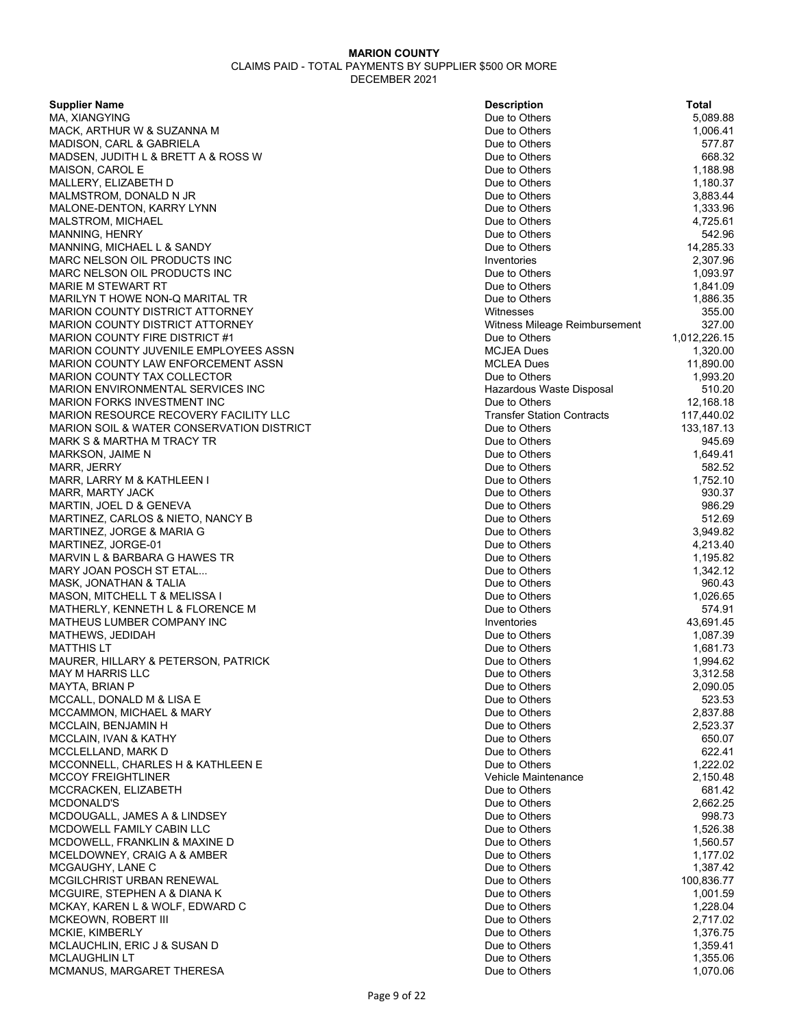**MARION COUNTY**

CLAIMS PAID - TOTAL PAYMENTS BY SUPPLIER $500 OR MORE

DECEMBER 2021

| Supplier Name | Description | Total |
|---|---|---|
| MA, XIANGYING | Due to Others | 5,089.88 |
| MACK, ARTHUR W & SUZANNA M | Due to Others | 1,006.41 |
| MADISON, CARL & GABRIELA | Due to Others | 577.87 |
| MADSEN, JUDITH L & BRETT A & ROSS W | Due to Others | 668.32 |
| MAISON, CAROL E | Due to Others | 1,188.98 |
| MALLERY, ELIZABETH D | Due to Others | 1,180.37 |
| MALMSTROM, DONALD N JR | Due to Others | 3,883.44 |
| MALONE-DENTON, KARRY LYNN | Due to Others | 1,333.96 |
| MALSTROM, MICHAEL | Due to Others | 4,725.61 |
| MANNING, HENRY | Due to Others | 542.96 |
| MANNING, MICHAEL L & SANDY | Due to Others | 14,285.33 |
| MARC NELSON OIL PRODUCTS INC | Inventories | 2,307.96 |
| MARC NELSON OIL PRODUCTS INC | Due to Others | 1,093.97 |
| MARIE M STEWART RT | Due to Others | 1,841.09 |
| MARILYN T HOWE NON-Q MARITAL TR | Due to Others | 1,886.35 |
| MARION COUNTY DISTRICT ATTORNEY | Witnesses | 355.00 |
| MARION COUNTY DISTRICT ATTORNEY | Witness Mileage Reimbursement | 327.00 |
| MARION COUNTY FIRE DISTRICT #1 | Due to Others | 1,012,226.15 |
| MARION COUNTY JUVENILE EMPLOYEES ASSN | MCJEA Dues | 1,320.00 |
| MARION COUNTY LAW ENFORCEMENT ASSN | MCLEA Dues | 11,890.00 |
| MARION COUNTY TAX COLLECTOR | Due to Others | 1,993.20 |
| MARION ENVIRONMENTAL SERVICES INC | Hazardous Waste Disposal | 510.20 |
| MARION FORKS INVESTMENT INC | Due to Others | 12,168.18 |
| MARION RESOURCE RECOVERY FACILITY LLC | Transfer Station Contracts | 117,440.02 |
| MARION SOIL & WATER CONSERVATION DISTRICT | Due to Others | 133,187.13 |
| MARK S & MARTHA M TRACY TR | Due to Others | 945.69 |
| MARKSON, JAIME N | Due to Others | 1,649.41 |
| MARR, JERRY | Due to Others | 582.52 |
| MARR, LARRY M & KATHLEEN I | Due to Others | 1,752.10 |
| MARR, MARTY JACK | Due to Others | 930.37 |
| MARTIN, JOEL D & GENEVA | Due to Others | 986.29 |
| MARTINEZ, CARLOS & NIETO, NANCY B | Due to Others | 512.69 |
| MARTINEZ, JORGE & MARIA G | Due to Others | 3,949.82 |
| MARTINEZ, JORGE-01 | Due to Others | 4,213.40 |
| MARVIN L & BARBARA G HAWES TR | Due to Others | 1,195.82 |
| MARY JOAN POSCH ST ETAL... | Due to Others | 1,342.12 |
| MASK, JONATHAN & TALIA | Due to Others | 960.43 |
| MASON, MITCHELL T & MELISSA I | Due to Others | 1,026.65 |
| MATHERLY, KENNETH L & FLORENCE M | Due to Others | 574.91 |
| MATHEUS LUMBER COMPANY INC | Inventories | 43,691.45 |
| MATHEWS, JEDIDAH | Due to Others | 1,087.39 |
| MATTHIS LT | Due to Others | 1,681.73 |
| MAURER, HILLARY & PETERSON, PATRICK | Due to Others | 1,994.62 |
| MAY M HARRIS LLC | Due to Others | 3,312.58 |
| MAYTA, BRIAN P | Due to Others | 2,090.05 |
| MCCALL, DONALD M & LISA E | Due to Others | 523.53 |
| MCCAMMON, MICHAEL & MARY | Due to Others | 2,837.88 |
| MCCLAIN, BENJAMIN H | Due to Others | 2,523.37 |
| MCCLAIN, IVAN & KATHY | Due to Others | 650.07 |
| MCCLELLAND, MARK D | Due to Others | 622.41 |
| MCCONNELL, CHARLES H & KATHLEEN E | Due to Others | 1,222.02 |
| MCCOY FREIGHTLINER | Vehicle Maintenance | 2,150.48 |
| MCCRACKEN, ELIZABETH | Due to Others | 681.42 |
| MCDONALD'S | Due to Others | 2,662.25 |
| MCDOUGALL, JAMES A & LINDSEY | Due to Others | 998.73 |
| MCDOWELL FAMILY CABIN LLC | Due to Others | 1,526.38 |
| MCDOWELL, FRANKLIN & MAXINE D | Due to Others | 1,560.57 |
| MCELDOWNEY, CRAIG A & AMBER | Due to Others | 1,177.02 |
| MCGAUGHY, LANE C | Due to Others | 1,387.42 |
| MCGILCHRIST URBAN RENEWAL | Due to Others | 100,836.77 |
| MCGUIRE, STEPHEN A & DIANA K | Due to Others | 1,001.59 |
| MCKAY, KAREN L & WOLF, EDWARD C | Due to Others | 1,228.04 |
| MCKEOWN, ROBERT III | Due to Others | 2,717.02 |
| MCKIE, KIMBERLY | Due to Others | 1,376.75 |
| MCLAUCHLIN, ERIC J & SUSAN D | Due to Others | 1,359.41 |
| MCLAUGHLIN LT | Due to Others | 1,355.06 |
| MCMANUS, MARGARET THERESA | Due to Others | 1,070.06 |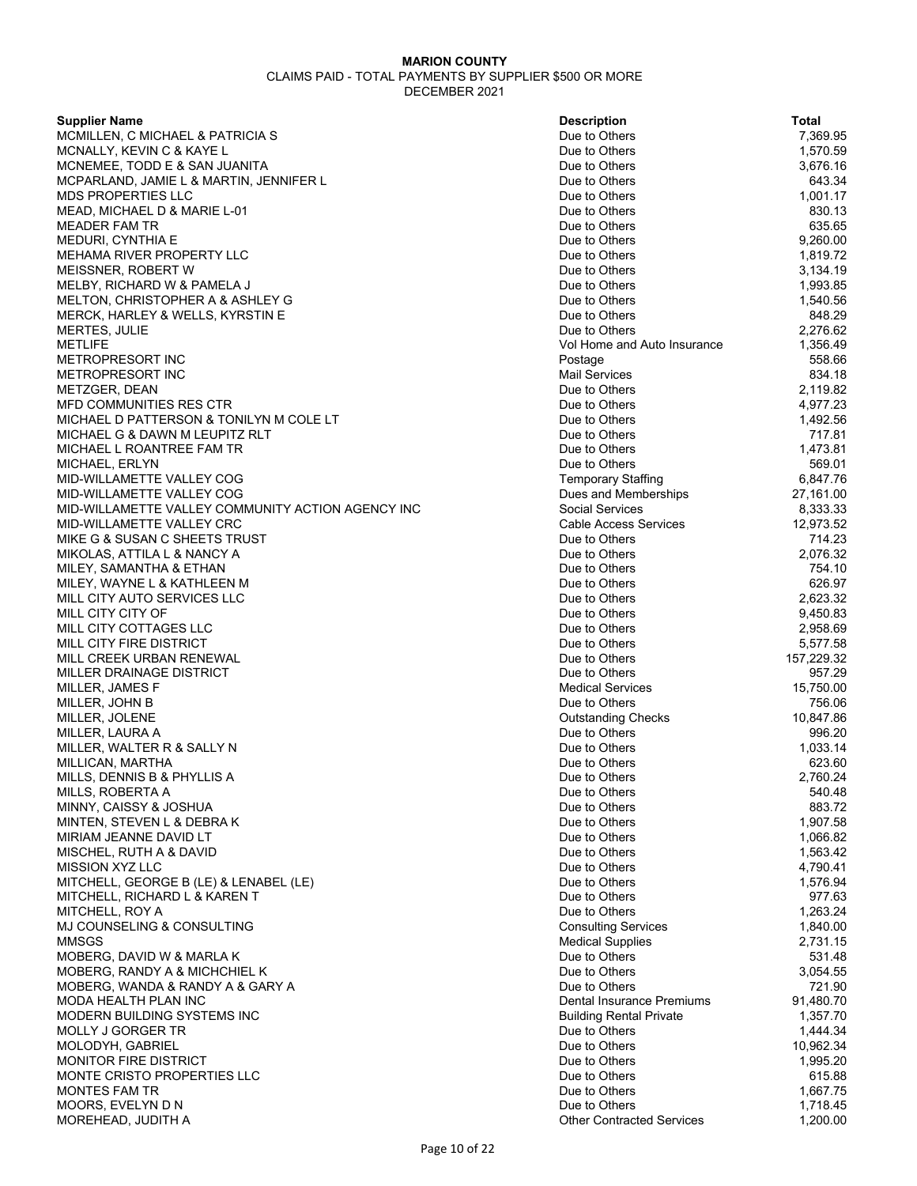**MARION COUNTY**

CLAIMS PAID - TOTAL PAYMENTS BY SUPPLIER $500 OR MORE

DECEMBER 2021

| Supplier Name | Description | Total |
|---|---|---|
| MCMILLEN, C MICHAEL & PATRICIA S | Due to Others | 7,369.95 |
| MCNALLY, KEVIN C & KAYE L | Due to Others | 1,570.59 |
| MCNEMEE, TODD E & SAN JUANITA | Due to Others | 3,676.16 |
| MCPARLAND, JAMIE L & MARTIN, JENNIFER L | Due to Others | 643.34 |
| MDS PROPERTIES LLC | Due to Others | 1,001.17 |
| MEAD, MICHAEL D & MARIE L-01 | Due to Others | 830.13 |
| MEADER FAM TR | Due to Others | 635.65 |
| MEDURI, CYNTHIA E | Due to Others | 9,260.00 |
| MEHAMA RIVER PROPERTY LLC | Due to Others | 1,819.72 |
| MEISSNER, ROBERT W | Due to Others | 3,134.19 |
| MELBY, RICHARD W & PAMELA J | Due to Others | 1,993.85 |
| MELTON, CHRISTOPHER A & ASHLEY G | Due to Others | 1,540.56 |
| MERCK, HARLEY & WELLS, KYRSTIN E | Due to Others | 848.29 |
| MERTES, JULIE | Due to Others | 2,276.62 |
| METLIFE | Vol Home and Auto Insurance | 1,356.49 |
| METROPRESORT INC | Postage | 558.66 |
| METROPRESORT INC | Mail Services | 834.18 |
| METZGER, DEAN | Due to Others | 2,119.82 |
| MFD COMMUNITIES RES CTR | Due to Others | 4,977.23 |
| MICHAEL D PATTERSON & TONILYN M COLE LT | Due to Others | 1,492.56 |
| MICHAEL G & DAWN M LEUPITZ RLT | Due to Others | 717.81 |
| MICHAEL L ROANTREE FAM TR | Due to Others | 1,473.81 |
| MICHAEL, ERLYN | Due to Others | 569.01 |
| MID-WILLAMETTE VALLEY COG | Temporary Staffing | 6,847.76 |
| MID-WILLAMETTE VALLEY COG | Dues and Memberships | 27,161.00 |
| MID-WILLAMETTE VALLEY COMMUNITY ACTION AGENCY INC | Social Services | 8,333.33 |
| MID-WILLAMETTE VALLEY CRC | Cable Access Services | 12,973.52 |
| MIKE G & SUSAN C SHEETS TRUST | Due to Others | 714.23 |
| MIKOLAS, ATTILA L & NANCY A | Due to Others | 2,076.32 |
| MILEY, SAMANTHA & ETHAN | Due to Others | 754.10 |
| MILEY, WAYNE L & KATHLEEN M | Due to Others | 626.97 |
| MILL CITY AUTO SERVICES LLC | Due to Others | 2,623.32 |
| MILL CITY CITY OF | Due to Others | 9,450.83 |
| MILL CITY COTTAGES LLC | Due to Others | 2,958.69 |
| MILL CITY FIRE DISTRICT | Due to Others | 5,577.58 |
| MILL CREEK URBAN RENEWAL | Due to Others | 157,229.32 |
| MILLER DRAINAGE DISTRICT | Due to Others | 957.29 |
| MILLER, JAMES F | Medical Services | 15,750.00 |
| MILLER, JOHN B | Due to Others | 756.06 |
| MILLER, JOLENE | Outstanding Checks | 10,847.86 |
| MILLER, LAURA A | Due to Others | 996.20 |
| MILLER, WALTER R & SALLY N | Due to Others | 1,033.14 |
| MILLICAN, MARTHA | Due to Others | 623.60 |
| MILLS, DENNIS B & PHYLLIS A | Due to Others | 2,760.24 |
| MILLS, ROBERTA A | Due to Others | 540.48 |
| MINNY, CAISSY & JOSHUA | Due to Others | 883.72 |
| MINTEN, STEVEN L & DEBRA K | Due to Others | 1,907.58 |
| MIRIAM JEANNE DAVID LT | Due to Others | 1,066.82 |
| MISCHEL, RUTH A & DAVID | Due to Others | 1,563.42 |
| MISSION XYZ LLC | Due to Others | 4,790.41 |
| MITCHELL, GEORGE B (LE) & LENABEL (LE) | Due to Others | 1,576.94 |
| MITCHELL, RICHARD L & KAREN T | Due to Others | 977.63 |
| MITCHELL, ROY A | Due to Others | 1,263.24 |
| MJ COUNSELING & CONSULTING | Consulting Services | 1,840.00 |
| MMSGS | Medical Supplies | 2,731.15 |
| MOBERG, DAVID W & MARLA K | Due to Others | 531.48 |
| MOBERG, RANDY A & MICHCHIEL K | Due to Others | 3,054.55 |
| MOBERG, WANDA & RANDY A & GARY A | Due to Others | 721.90 |
| MODA HEALTH PLAN INC | Dental Insurance Premiums | 91,480.70 |
| MODERN BUILDING SYSTEMS INC | Building Rental Private | 1,357.70 |
| MOLLY J GORGER TR | Due to Others | 1,444.34 |
| MOLODYH, GABRIEL | Due to Others | 10,962.34 |
| MONITOR FIRE DISTRICT | Due to Others | 1,995.20 |
| MONTE CRISTO PROPERTIES LLC | Due to Others | 615.88 |
| MONTES FAM TR | Due to Others | 1,667.75 |
| MOORS, EVELYN D N | Due to Others | 1,718.45 |
| MOREHEAD, JUDITH A | Other Contracted Services | 1,200.00 |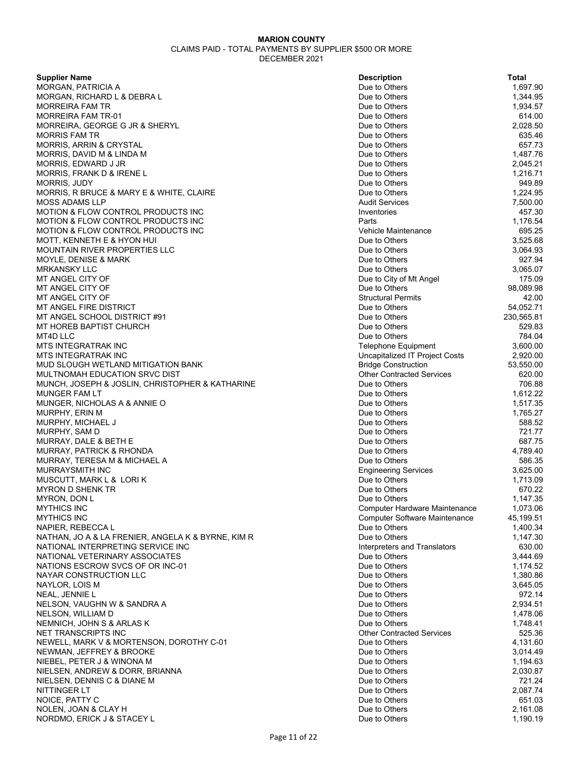**MARION COUNTY**

CLAIMS PAID - TOTAL PAYMENTS BY SUPPLIER $500 OR MORE

DECEMBER 2021

| Supplier Name | Description | Total |
|---|---|---|
| MORGAN, PATRICIA A | Due to Others | 1,697.90 |
| MORGAN, RICHARD L & DEBRA L | Due to Others | 1,344.95 |
| MORREIRA FAM TR | Due to Others | 1,934.57 |
| MORREIRA FAM TR-01 | Due to Others | 614.00 |
| MORREIRA, GEORGE G JR & SHERYL | Due to Others | 2,028.50 |
| MORRIS FAM TR | Due to Others | 635.46 |
| MORRIS, ARRIN & CRYSTAL | Due to Others | 657.73 |
| MORRIS, DAVID M & LINDA M | Due to Others | 1,487.76 |
| MORRIS, EDWARD J JR | Due to Others | 2,045.21 |
| MORRIS, FRANK D & IRENE L | Due to Others | 1,216.71 |
| MORRIS, JUDY | Due to Others | 949.89 |
| MORRIS, R BRUCE & MARY E & WHITE, CLAIRE | Due to Others | 1,224.95 |
| MOSS ADAMS LLP | Audit Services | 7,500.00 |
| MOTION & FLOW CONTROL PRODUCTS INC | Inventories | 457.30 |
| MOTION & FLOW CONTROL PRODUCTS INC | Parts | 1,176.54 |
| MOTION & FLOW CONTROL PRODUCTS INC | Vehicle Maintenance | 695.25 |
| MOTT, KENNETH E & HYON HUI | Due to Others | 3,525.68 |
| MOUNTAIN RIVER PROPERTIES LLC | Due to Others | 3,064.93 |
| MOYLE, DENISE & MARK | Due to Others | 927.94 |
| MRKANSKY LLC | Due to Others | 3,065.07 |
| MT ANGEL CITY OF | Due to City of Mt Angel | 175.09 |
| MT ANGEL CITY OF | Due to Others | 98,089.98 |
| MT ANGEL CITY OF | Structural Permits | 42.00 |
| MT ANGEL FIRE DISTRICT | Due to Others | 54,052.71 |
| MT ANGEL SCHOOL DISTRICT #91 | Due to Others | 230,565.81 |
| MT HOREB BAPTIST CHURCH | Due to Others | 529.83 |
| MT4D LLC | Due to Others | 784.04 |
| MTS INTEGRATRAK INC | Telephone Equipment | 3,600.00 |
| MTS INTEGRATRAK INC | Uncapitalized IT Project Costs | 2,920.00 |
| MUD SLOUGH WETLAND MITIGATION BANK | Bridge Construction | 53,550.00 |
| MULTNOMAH EDUCATION SRVC DIST | Other Contracted Services | 620.00 |
| MUNCH, JOSEPH & JOSLIN, CHRISTOPHER & KATHARINE | Due to Others | 706.88 |
| MUNGER FAM LT | Due to Others | 1,612.22 |
| MUNGER, NICHOLAS A & ANNIE O | Due to Others | 1,517.35 |
| MURPHY, ERIN M | Due to Others | 1,765.27 |
| MURPHY, MICHAEL J | Due to Others | 588.52 |
| MURPHY, SAM D | Due to Others | 721.77 |
| MURRAY, DALE & BETH E | Due to Others | 687.75 |
| MURRAY, PATRICK & RHONDA | Due to Others | 4,789.40 |
| MURRAY, TERESA M & MICHAEL A | Due to Others | 586.35 |
| MURRAYSMITH INC | Engineering Services | 3,625.00 |
| MUSCUTT, MARK L & LORI K | Due to Others | 1,713.09 |
| MYRON D SHENK TR | Due to Others | 670.22 |
| MYRON, DON L | Due to Others | 1,147.35 |
| MYTHICS INC | Computer Hardware Maintenance | 1,073.06 |
| MYTHICS INC | Computer Software Maintenance | 45,199.51 |
| NAPIER, REBECCA L | Due to Others | 1,400.34 |
| NATHAN, JO A & LA FRENIER, ANGELA K & BYRNE, KIM R | Due to Others | 1,147.30 |
| NATIONAL INTERPRETING SERVICE INC | Interpreters and Translators | 630.00 |
| NATIONAL VETERINARY ASSOCIATES | Due to Others | 3,444.69 |
| NATIONS ESCROW SVCS OF OR INC-01 | Due to Others | 1,174.52 |
| NAYAR CONSTRUCTION LLC | Due to Others | 1,380.86 |
| NAYLOR, LOIS M | Due to Others | 3,645.05 |
| NEAL, JENNIE L | Due to Others | 972.14 |
| NELSON, VAUGHN W & SANDRA A | Due to Others | 2,934.51 |
| NELSON, WILLIAM D | Due to Others | 1,478.06 |
| NEMNICH, JOHN S & ARLAS K | Due to Others | 1,748.41 |
| NET TRANSCRIPTS INC | Other Contracted Services | 525.36 |
| NEWELL, MARK V & MORTENSON, DOROTHY C-01 | Due to Others | 4,131.60 |
| NEWMAN, JEFFREY & BROOKE | Due to Others | 3,014.49 |
| NIEBEL, PETER J & WINONA M | Due to Others | 1,194.63 |
| NIELSEN, ANDREW & DORR, BRIANNA | Due to Others | 2,030.87 |
| NIELSEN, DENNIS C & DIANE M | Due to Others | 721.24 |
| NITTINGER LT | Due to Others | 2,087.74 |
| NOICE, PATTY C | Due to Others | 651.03 |
| NOLEN, JOAN & CLAY H | Due to Others | 2,161.08 |
| NORDMO, ERICK J & STACEY L | Due to Others | 1,190.19 |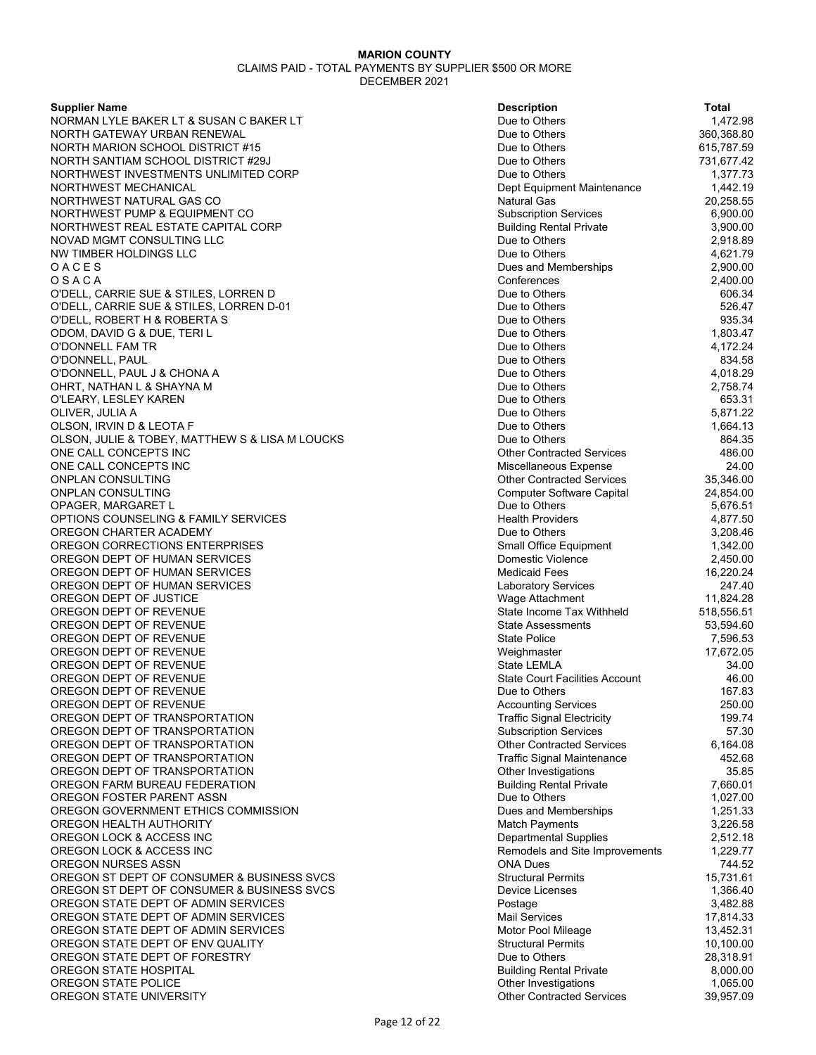**MARION COUNTY**

CLAIMS PAID - TOTAL PAYMENTS BY SUPPLIER $500 OR MORE

DECEMBER 2021

| Supplier Name | Description | Total |
|---|---|---|
| NORMAN LYLE BAKER LT & SUSAN C BAKER LT | Due to Others | 1,472.98 |
| NORTH GATEWAY URBAN RENEWAL | Due to Others | 360,368.80 |
| NORTH MARION SCHOOL DISTRICT #15 | Due to Others | 615,787.59 |
| NORTH SANTIAM SCHOOL DISTRICT #29J | Due to Others | 731,677.42 |
| NORTHWEST INVESTMENTS UNLIMITED CORP | Due to Others | 1,377.73 |
| NORTHWEST MECHANICAL | Dept Equipment Maintenance | 1,442.19 |
| NORTHWEST NATURAL GAS CO | Natural Gas | 20,258.55 |
| NORTHWEST PUMP & EQUIPMENT CO | Subscription Services | 6,900.00 |
| NORTHWEST REAL ESTATE CAPITAL CORP | Building Rental Private | 3,900.00 |
| NOVAD MGMT CONSULTING LLC | Due to Others | 2,918.89 |
| NW TIMBER HOLDINGS LLC | Due to Others | 4,621.79 |
| O A C E S | Dues and Memberships | 2,900.00 |
| O S A C A | Conferences | 2,400.00 |
| O'DELL, CARRIE SUE & STILES, LORREN D | Due to Others | 606.34 |
| O'DELL, CARRIE SUE & STILES, LORREN D-01 | Due to Others | 526.47 |
| O'DELL, ROBERT H & ROBERTA S | Due to Others | 935.34 |
| ODOM, DAVID G & DUE, TERI L | Due to Others | 1,803.47 |
| O'DONNELL FAM TR | Due to Others | 4,172.24 |
| O'DONNELL, PAUL | Due to Others | 834.58 |
| O'DONNELL, PAUL J & CHONA A | Due to Others | 4,018.29 |
| OHRT, NATHAN L & SHAYNA M | Due to Others | 2,758.74 |
| O'LEARY, LESLEY KAREN | Due to Others | 653.31 |
| OLIVER, JULIA A | Due to Others | 5,871.22 |
| OLSON, IRVIN D & LEOTA F | Due to Others | 1,664.13 |
| OLSON, JULIE & TOBEY, MATTHEW S & LISA M LOUCKS | Due to Others | 864.35 |
| ONE CALL CONCEPTS INC | Other Contracted Services | 486.00 |
| ONE CALL CONCEPTS INC | Miscellaneous Expense | 24.00 |
| ONPLAN CONSULTING | Other Contracted Services | 35,346.00 |
| ONPLAN CONSULTING | Computer Software Capital | 24,854.00 |
| OPAGER, MARGARET L | Due to Others | 5,676.51 |
| OPTIONS COUNSELING & FAMILY SERVICES | Health Providers | 4,877.50 |
| OREGON CHARTER ACADEMY | Due to Others | 3,208.46 |
| OREGON CORRECTIONS ENTERPRISES | Small Office Equipment | 1,342.00 |
| OREGON DEPT OF HUMAN SERVICES | Domestic Violence | 2,450.00 |
| OREGON DEPT OF HUMAN SERVICES | Medicaid Fees | 16,220.24 |
| OREGON DEPT OF HUMAN SERVICES | Laboratory Services | 247.40 |
| OREGON DEPT OF JUSTICE | Wage Attachment | 11,824.28 |
| OREGON DEPT OF REVENUE | State Income Tax Withheld | 518,556.51 |
| OREGON DEPT OF REVENUE | State Assessments | 53,594.60 |
| OREGON DEPT OF REVENUE | State Police | 7,596.53 |
| OREGON DEPT OF REVENUE | Weighmaster | 17,672.05 |
| OREGON DEPT OF REVENUE | State LEMLA | 34.00 |
| OREGON DEPT OF REVENUE | State Court Facilities Account | 46.00 |
| OREGON DEPT OF REVENUE | Due to Others | 167.83 |
| OREGON DEPT OF REVENUE | Accounting Services | 250.00 |
| OREGON DEPT OF TRANSPORTATION | Traffic Signal Electricity | 199.74 |
| OREGON DEPT OF TRANSPORTATION | Subscription Services | 57.30 |
| OREGON DEPT OF TRANSPORTATION | Other Contracted Services | 6,164.08 |
| OREGON DEPT OF TRANSPORTATION | Traffic Signal Maintenance | 452.68 |
| OREGON DEPT OF TRANSPORTATION | Other Investigations | 35.85 |
| OREGON FARM BUREAU FEDERATION | Building Rental Private | 7,660.01 |
| OREGON FOSTER PARENT ASSN | Due to Others | 1,027.00 |
| OREGON GOVERNMENT ETHICS COMMISSION | Dues and Memberships | 1,251.33 |
| OREGON HEALTH AUTHORITY | Match Payments | 3,226.58 |
| OREGON LOCK & ACCESS INC | Departmental Supplies | 2,512.18 |
| OREGON LOCK & ACCESS INC | Remodels and Site Improvements | 1,229.77 |
| OREGON NURSES ASSN | ONA Dues | 744.52 |
| OREGON ST DEPT OF CONSUMER & BUSINESS SVCS | Structural Permits | 15,731.61 |
| OREGON ST DEPT OF CONSUMER & BUSINESS SVCS | Device Licenses | 1,366.40 |
| OREGON STATE DEPT OF ADMIN SERVICES | Postage | 3,482.88 |
| OREGON STATE DEPT OF ADMIN SERVICES | Mail Services | 17,814.33 |
| OREGON STATE DEPT OF ADMIN SERVICES | Motor Pool Mileage | 13,452.31 |
| OREGON STATE DEPT OF ENV QUALITY | Structural Permits | 10,100.00 |
| OREGON STATE DEPT OF FORESTRY | Due to Others | 28,318.91 |
| OREGON STATE HOSPITAL | Building Rental Private | 8,000.00 |
| OREGON STATE POLICE | Other Investigations | 1,065.00 |
| OREGON STATE UNIVERSITY | Other Contracted Services | 39,957.09 |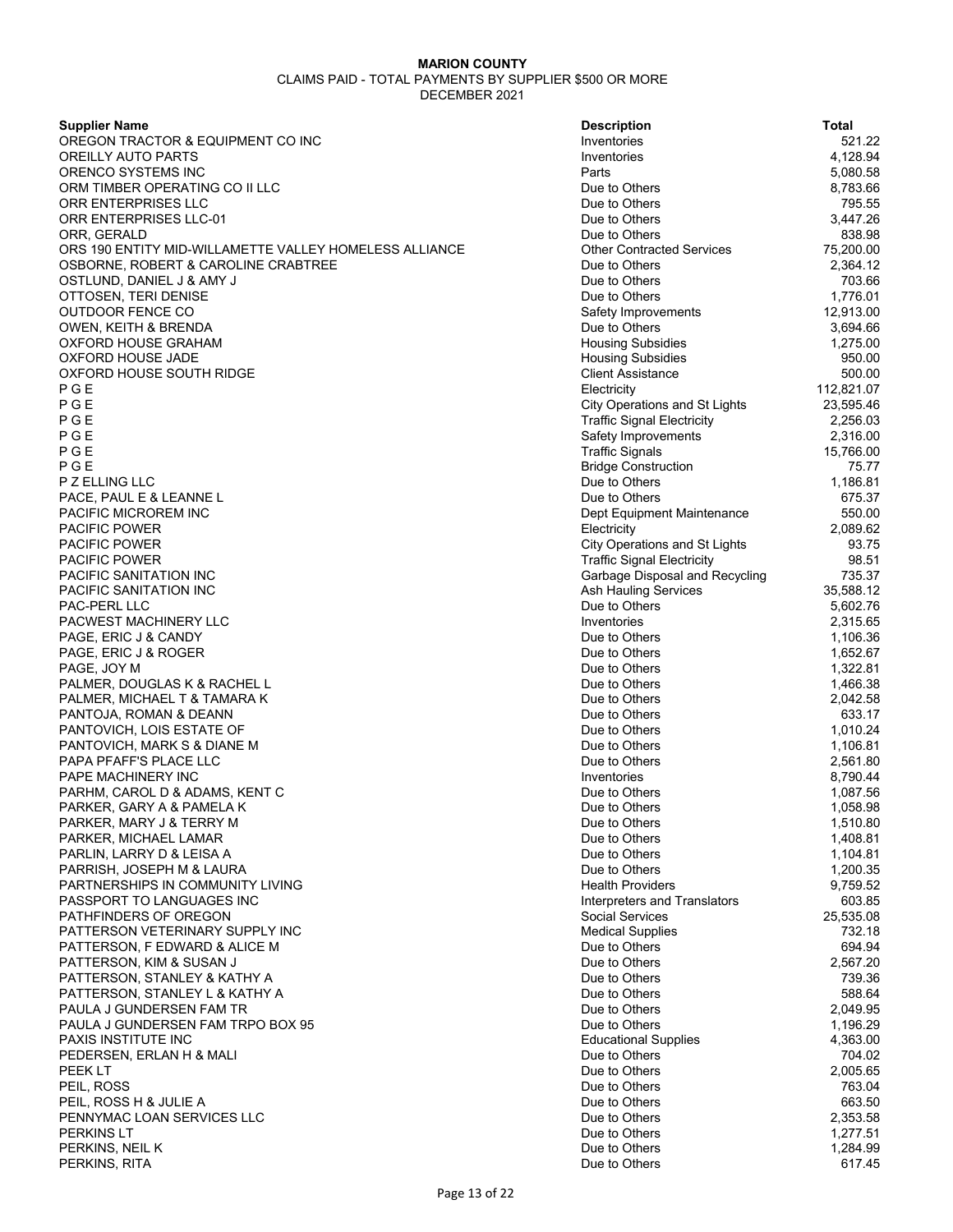**MARION COUNTY**

CLAIMS PAID - TOTAL PAYMENTS BY SUPPLIER $500 OR MORE

DECEMBER 2021

| Supplier Name | Description | Total |
|---|---|---|
| OREGON TRACTOR & EQUIPMENT CO INC | Inventories | 521.22 |
| OREILLY AUTO PARTS | Inventories | 4,128.94 |
| ORENCO SYSTEMS INC | Parts | 5,080.58 |
| ORM TIMBER OPERATING CO II LLC | Due to Others | 8,783.66 |
| ORR ENTERPRISES LLC | Due to Others | 795.55 |
| ORR ENTERPRISES LLC-01 | Due to Others | 3,447.26 |
| ORR, GERALD | Due to Others | 838.98 |
| ORS 190 ENTITY MID-WILLAMETTE VALLEY HOMELESS ALLIANCE | Other Contracted Services | 75,200.00 |
| OSBORNE, ROBERT & CAROLINE CRABTREE | Due to Others | 2,364.12 |
| OSTLUND, DANIEL J & AMY J | Due to Others | 703.66 |
| OTTOSEN, TERI DENISE | Due to Others | 1,776.01 |
| OUTDOOR FENCE CO | Safety Improvements | 12,913.00 |
| OWEN, KEITH & BRENDA | Due to Others | 3,694.66 |
| OXFORD HOUSE GRAHAM | Housing Subsidies | 1,275.00 |
| OXFORD HOUSE JADE | Housing Subsidies | 950.00 |
| OXFORD HOUSE SOUTH RIDGE | Client Assistance | 500.00 |
| P G E | Electricity | 112,821.07 |
| P G E | City Operations and St Lights | 23,595.46 |
| P G E | Traffic Signal Electricity | 2,256.03 |
| P G E | Safety Improvements | 2,316.00 |
| P G E | Traffic Signals | 15,766.00 |
| P G E | Bridge Construction | 75.77 |
| P Z ELLING LLC | Due to Others | 1,186.81 |
| PACE, PAUL E & LEANNE L | Due to Others | 675.37 |
| PACIFIC MICROREM INC | Dept Equipment Maintenance | 550.00 |
| PACIFIC POWER | Electricity | 2,089.62 |
| PACIFIC POWER | City Operations and St Lights | 93.75 |
| PACIFIC POWER | Traffic Signal Electricity | 98.51 |
| PACIFIC SANITATION INC | Garbage Disposal and Recycling | 735.37 |
| PACIFIC SANITATION INC | Ash Hauling Services | 35,588.12 |
| PAC-PERL LLC | Due to Others | 5,602.76 |
| PACWEST MACHINERY LLC | Inventories | 2,315.65 |
| PAGE, ERIC J & CANDY | Due to Others | 1,106.36 |
| PAGE, ERIC J & ROGER | Due to Others | 1,652.67 |
| PAGE, JOY M | Due to Others | 1,322.81 |
| PALMER, DOUGLAS K & RACHEL L | Due to Others | 1,466.38 |
| PALMER, MICHAEL T & TAMARA K | Due to Others | 2,042.58 |
| PANTOJA, ROMAN & DEANN | Due to Others | 633.17 |
| PANTOVICH, LOIS ESTATE OF | Due to Others | 1,010.24 |
| PANTOVICH, MARK S & DIANE M | Due to Others | 1,106.81 |
| PAPA PFAFF'S PLACE LLC | Due to Others | 2,561.80 |
| PAPE MACHINERY INC | Inventories | 8,790.44 |
| PARHM, CAROL D & ADAMS, KENT C | Due to Others | 1,087.56 |
| PARKER, GARY A & PAMELA K | Due to Others | 1,058.98 |
| PARKER, MARY J & TERRY M | Due to Others | 1,510.80 |
| PARKER, MICHAEL LAMAR | Due to Others | 1,408.81 |
| PARLIN, LARRY D & LEISA A | Due to Others | 1,104.81 |
| PARRISH, JOSEPH M & LAURA | Due to Others | 1,200.35 |
| PARTNERSHIPS IN COMMUNITY LIVING | Health Providers | 9,759.52 |
| PASSPORT TO LANGUAGES INC | Interpreters and Translators | 603.85 |
| PATHFINDERS OF OREGON | Social Services | 25,535.08 |
| PATTERSON VETERINARY SUPPLY INC | Medical Supplies | 732.18 |
| PATTERSON, F EDWARD & ALICE M | Due to Others | 694.94 |
| PATTERSON, KIM & SUSAN J | Due to Others | 2,567.20 |
| PATTERSON, STANLEY & KATHY A | Due to Others | 739.36 |
| PATTERSON, STANLEY L & KATHY A | Due to Others | 588.64 |
| PAULA J GUNDERSEN FAM TR | Due to Others | 2,049.95 |
| PAULA J GUNDERSEN FAM TRPO BOX 95 | Due to Others | 1,196.29 |
| PAXIS INSTITUTE INC | Educational Supplies | 4,363.00 |
| PEDERSEN, ERLAN H & MALI | Due to Others | 704.02 |
| PEEK LT | Due to Others | 2,005.65 |
| PEIL, ROSS | Due to Others | 763.04 |
| PEIL, ROSS H & JULIE A | Due to Others | 663.50 |
| PENNYMAC LOAN SERVICES LLC | Due to Others | 2,353.58 |
| PERKINS LT | Due to Others | 1,277.51 |
| PERKINS, NEIL K | Due to Others | 1,284.99 |
| PERKINS, RITA | Due to Others | 617.45 |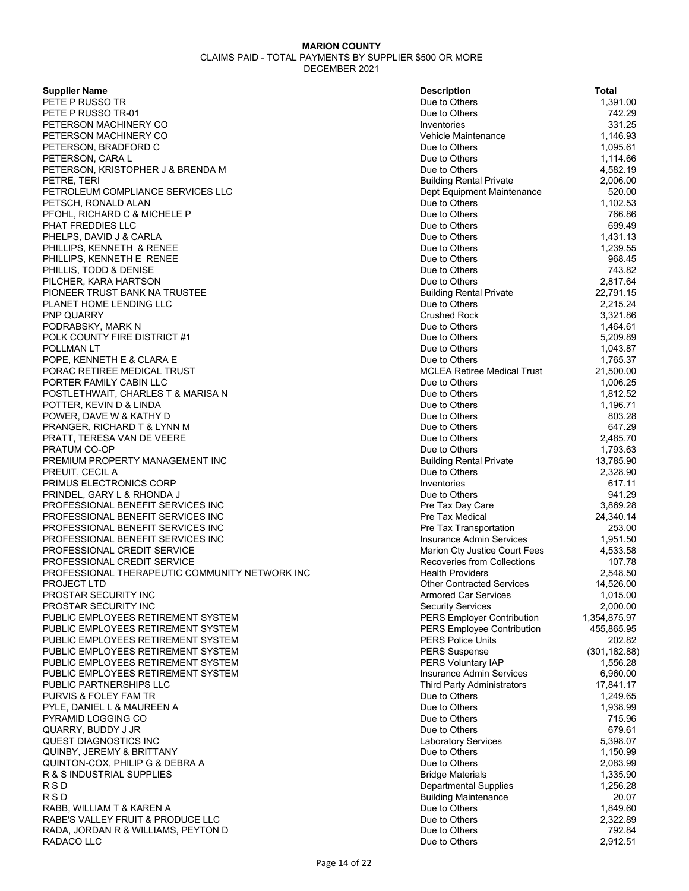**MARION COUNTY**

CLAIMS PAID - TOTAL PAYMENTS BY SUPPLIER $500 OR MORE

DECEMBER 2021

| Supplier Name | Description | Total |
|---|---|---|
| PETE P RUSSO TR | Due to Others | 1,391.00 |
| PETE P RUSSO TR-01 | Due to Others | 742.29 |
| PETERSON MACHINERY CO | Inventories | 331.25 |
| PETERSON MACHINERY CO | Vehicle Maintenance | 1,146.93 |
| PETERSON, BRADFORD C | Due to Others | 1,095.61 |
| PETERSON, CARA L | Due to Others | 1,114.66 |
| PETERSON, KRISTOPHER J & BRENDA M | Due to Others | 4,582.19 |
| PETRE, TERI | Building Rental Private | 2,006.00 |
| PETROLEUM COMPLIANCE SERVICES LLC | Dept Equipment Maintenance | 520.00 |
| PETSCH, RONALD ALAN | Due to Others | 1,102.53 |
| PFOHL, RICHARD C & MICHELE P | Due to Others | 766.86 |
| PHAT FREDDIES LLC | Due to Others | 699.49 |
| PHELPS, DAVID J & CARLA | Due to Others | 1,431.13 |
| PHILLIPS, KENNETH & RENEE | Due to Others | 1,239.55 |
| PHILLIPS, KENNETH E RENEE | Due to Others | 968.45 |
| PHILLIS, TODD & DENISE | Due to Others | 743.82 |
| PILCHER, KARA HARTSON | Due to Others | 2,817.64 |
| PIONEER TRUST BANK NA TRUSTEE | Building Rental Private | 22,791.15 |
| PLANET HOME LENDING LLC | Due to Others | 2,215.24 |
| PNP QUARRY | Crushed Rock | 3,321.86 |
| PODRABSKY, MARK N | Due to Others | 1,464.61 |
| POLK COUNTY FIRE DISTRICT #1 | Due to Others | 5,209.89 |
| POLLMAN LT | Due to Others | 1,043.87 |
| POPE, KENNETH E & CLARA E | Due to Others | 1,765.37 |
| PORAC RETIREE MEDICAL TRUST | MCLEA Retiree Medical Trust | 21,500.00 |
| PORTER FAMILY CABIN LLC | Due to Others | 1,006.25 |
| POSTLETHWAIT, CHARLES T & MARISA N | Due to Others | 1,812.52 |
| POTTER, KEVIN D & LINDA | Due to Others | 1,196.71 |
| POWER, DAVE W & KATHY D | Due to Others | 803.28 |
| PRANGER, RICHARD T & LYNN M | Due to Others | 647.29 |
| PRATT, TERESA VAN DE VEERE | Due to Others | 2,485.70 |
| PRATUM CO-OP | Due to Others | 1,793.63 |
| PREMIUM PROPERTY MANAGEMENT INC | Building Rental Private | 13,785.90 |
| PREUIT, CECIL A | Due to Others | 2,328.90 |
| PRIMUS ELECTRONICS CORP | Inventories | 617.11 |
| PRINDEL, GARY L & RHONDA J | Due to Others | 941.29 |
| PROFESSIONAL BENEFIT SERVICES INC | Pre Tax Day Care | 3,869.28 |
| PROFESSIONAL BENEFIT SERVICES INC | Pre Tax Medical | 24,340.14 |
| PROFESSIONAL BENEFIT SERVICES INC | Pre Tax Transportation | 253.00 |
| PROFESSIONAL BENEFIT SERVICES INC | Insurance Admin Services | 1,951.50 |
| PROFESSIONAL CREDIT SERVICE | Marion Cty Justice Court Fees | 4,533.58 |
| PROFESSIONAL CREDIT SERVICE | Recoveries from Collections | 107.78 |
| PROFESSIONAL THERAPEUTIC COMMUNITY NETWORK INC | Health Providers | 2,548.50 |
| PROJECT LTD | Other Contracted Services | 14,526.00 |
| PROSTAR SECURITY INC | Armored Car Services | 1,015.00 |
| PROSTAR SECURITY INC | Security Services | 2,000.00 |
| PUBLIC EMPLOYEES RETIREMENT SYSTEM | PERS Employer Contribution | 1,354,875.97 |
| PUBLIC EMPLOYEES RETIREMENT SYSTEM | PERS Employee Contribution | 455,865.95 |
| PUBLIC EMPLOYEES RETIREMENT SYSTEM | PERS Police Units | 202.82 |
| PUBLIC EMPLOYEES RETIREMENT SYSTEM | PERS Suspense | (301,182.88) |
| PUBLIC EMPLOYEES RETIREMENT SYSTEM | PERS Voluntary IAP | 1,556.28 |
| PUBLIC EMPLOYEES RETIREMENT SYSTEM | Insurance Admin Services | 6,960.00 |
| PUBLIC PARTNERSHIPS LLC | Third Party Administrators | 17,841.17 |
| PURVIS & FOLEY FAM TR | Due to Others | 1,249.65 |
| PYLE, DANIEL L & MAUREEN A | Due to Others | 1,938.99 |
| PYRAMID LOGGING CO | Due to Others | 715.96 |
| QUARRY, BUDDY J JR | Due to Others | 679.61 |
| QUEST DIAGNOSTICS INC | Laboratory Services | 5,398.07 |
| QUINBY, JEREMY & BRITTANY | Due to Others | 1,150.99 |
| QUINTON-COX, PHILIP G & DEBRA A | Due to Others | 2,083.99 |
| R & S INDUSTRIAL SUPPLIES | Bridge Materials | 1,335.90 |
| R S D | Departmental Supplies | 1,256.28 |
| R S D | Building Maintenance | 20.07 |
| RABB, WILLIAM T & KAREN A | Due to Others | 1,849.60 |
| RABE'S VALLEY FRUIT & PRODUCE LLC | Due to Others | 2,322.89 |
| RADA, JORDAN R & WILLIAMS, PEYTON D | Due to Others | 792.84 |
| RADACO LLC | Due to Others | 2,912.51 |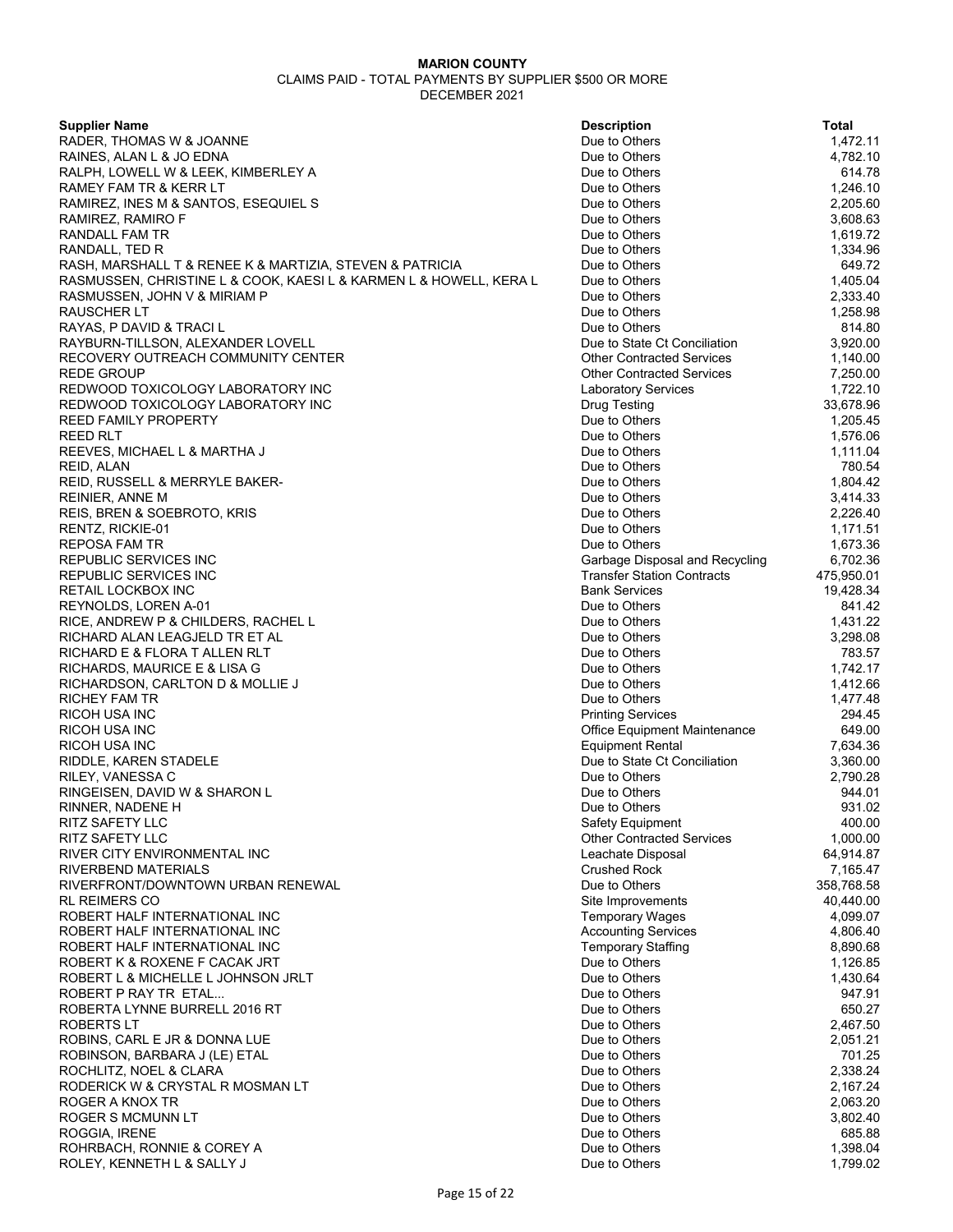**MARION COUNTY**
CLAIMS PAID - TOTAL PAYMENTS BY SUPPLIER $500 OR MORE
DECEMBER 2021

| Supplier Name | Description | Total |
|---|---|---|
| RADER, THOMAS W & JOANNE | Due to Others | 1,472.11 |
| RAINES, ALAN L & JO EDNA | Due to Others | 4,782.10 |
| RALPH, LOWELL W & LEEK, KIMBERLEY A | Due to Others | 614.78 |
| RAMEY FAM TR & KERR LT | Due to Others | 1,246.10 |
| RAMIREZ, INES M & SANTOS, ESEQUIEL S | Due to Others | 2,205.60 |
| RAMIREZ, RAMIRO F | Due to Others | 3,608.63 |
| RANDALL FAM TR | Due to Others | 1,619.72 |
| RANDALL, TED R | Due to Others | 1,334.96 |
| RASH, MARSHALL T & RENEE K & MARTIZIA, STEVEN & PATRICIA | Due to Others | 649.72 |
| RASMUSSEN, CHRISTINE L & COOK, KAESI L & KARMEN L & HOWELL, KERA L | Due to Others | 1,405.04 |
| RASMUSSEN, JOHN V & MIRIAM P | Due to Others | 2,333.40 |
| RAUSCHER LT | Due to Others | 1,258.98 |
| RAYAS, P DAVID & TRACI L | Due to Others | 814.80 |
| RAYBURN-TILLSON, ALEXANDER LOVELL | Due to State Ct Conciliation | 3,920.00 |
| RECOVERY OUTREACH COMMUNITY CENTER | Other Contracted Services | 1,140.00 |
| REDE GROUP | Other Contracted Services | 7,250.00 |
| REDWOOD TOXICOLOGY LABORATORY INC | Laboratory Services | 1,722.10 |
| REDWOOD TOXICOLOGY LABORATORY INC | Drug Testing | 33,678.96 |
| REED FAMILY PROPERTY | Due to Others | 1,205.45 |
| REED RLT | Due to Others | 1,576.06 |
| REEVES, MICHAEL L & MARTHA J | Due to Others | 1,111.04 |
| REID, ALAN | Due to Others | 780.54 |
| REID, RUSSELL & MERRYLE BAKER- | Due to Others | 1,804.42 |
| REINIER, ANNE M | Due to Others | 3,414.33 |
| REIS, BREN & SOEBROTO, KRIS | Due to Others | 2,226.40 |
| RENTZ, RICKIE-01 | Due to Others | 1,171.51 |
| REPOSA FAM TR | Due to Others | 1,673.36 |
| REPUBLIC SERVICES INC | Garbage Disposal and Recycling | 6,702.36 |
| REPUBLIC SERVICES INC | Transfer Station Contracts | 475,950.01 |
| RETAIL LOCKBOX INC | Bank Services | 19,428.34 |
| REYNOLDS, LOREN A-01 | Due to Others | 841.42 |
| RICE, ANDREW P & CHILDERS, RACHEL L | Due to Others | 1,431.22 |
| RICHARD ALAN LEAGJELD TR ET AL | Due to Others | 3,298.08 |
| RICHARD E & FLORA T ALLEN RLT | Due to Others | 783.57 |
| RICHARDS, MAURICE E & LISA G | Due to Others | 1,742.17 |
| RICHARDSON, CARLTON D & MOLLIE J | Due to Others | 1,412.66 |
| RICHEY FAM TR | Due to Others | 1,477.48 |
| RICOH USA INC | Printing Services | 294.45 |
| RICOH USA INC | Office Equipment Maintenance | 649.00 |
| RICOH USA INC | Equipment Rental | 7,634.36 |
| RIDDLE, KAREN STADELE | Due to State Ct Conciliation | 3,360.00 |
| RILEY, VANESSA C | Due to Others | 2,790.28 |
| RINGEISEN, DAVID W & SHARON L | Due to Others | 944.01 |
| RINNER, NADENE H | Due to Others | 931.02 |
| RITZ SAFETY LLC | Safety Equipment | 400.00 |
| RITZ SAFETY LLC | Other Contracted Services | 1,000.00 |
| RIVER CITY ENVIRONMENTAL INC | Leachate Disposal | 64,914.87 |
| RIVERBEND MATERIALS | Crushed Rock | 7,165.47 |
| RIVERFRONT/DOWNTOWN URBAN RENEWAL | Due to Others | 358,768.58 |
| RL REIMERS CO | Site Improvements | 40,440.00 |
| ROBERT HALF INTERNATIONAL INC | Temporary Wages | 4,099.07 |
| ROBERT HALF INTERNATIONAL INC | Accounting Services | 4,806.40 |
| ROBERT HALF INTERNATIONAL INC | Temporary Staffing | 8,890.68 |
| ROBERT K & ROXENE F CACAK JRT | Due to Others | 1,126.85 |
| ROBERT L & MICHELLE L JOHNSON JRLT | Due to Others | 1,430.64 |
| ROBERT P RAY TR ETAL... | Due to Others | 947.91 |
| ROBERTA LYNNE BURRELL 2016 RT | Due to Others | 650.27 |
| ROBERTS LT | Due to Others | 2,467.50 |
| ROBINS, CARL E JR & DONNA LUE | Due to Others | 2,051.21 |
| ROBINSON, BARBARA J (LE) ETAL | Due to Others | 701.25 |
| ROCHLITZ, NOEL & CLARA | Due to Others | 2,338.24 |
| RODERICK W & CRYSTAL R MOSMAN LT | Due to Others | 2,167.24 |
| ROGER A KNOX TR | Due to Others | 2,063.20 |
| ROGER S MCMUNN LT | Due to Others | 3,802.40 |
| ROGGIA, IRENE | Due to Others | 685.88 |
| ROHRBACH, RONNIE & COREY A | Due to Others | 1,398.04 |
| ROLEY, KENNETH L & SALLY J | Due to Others | 1,799.02 |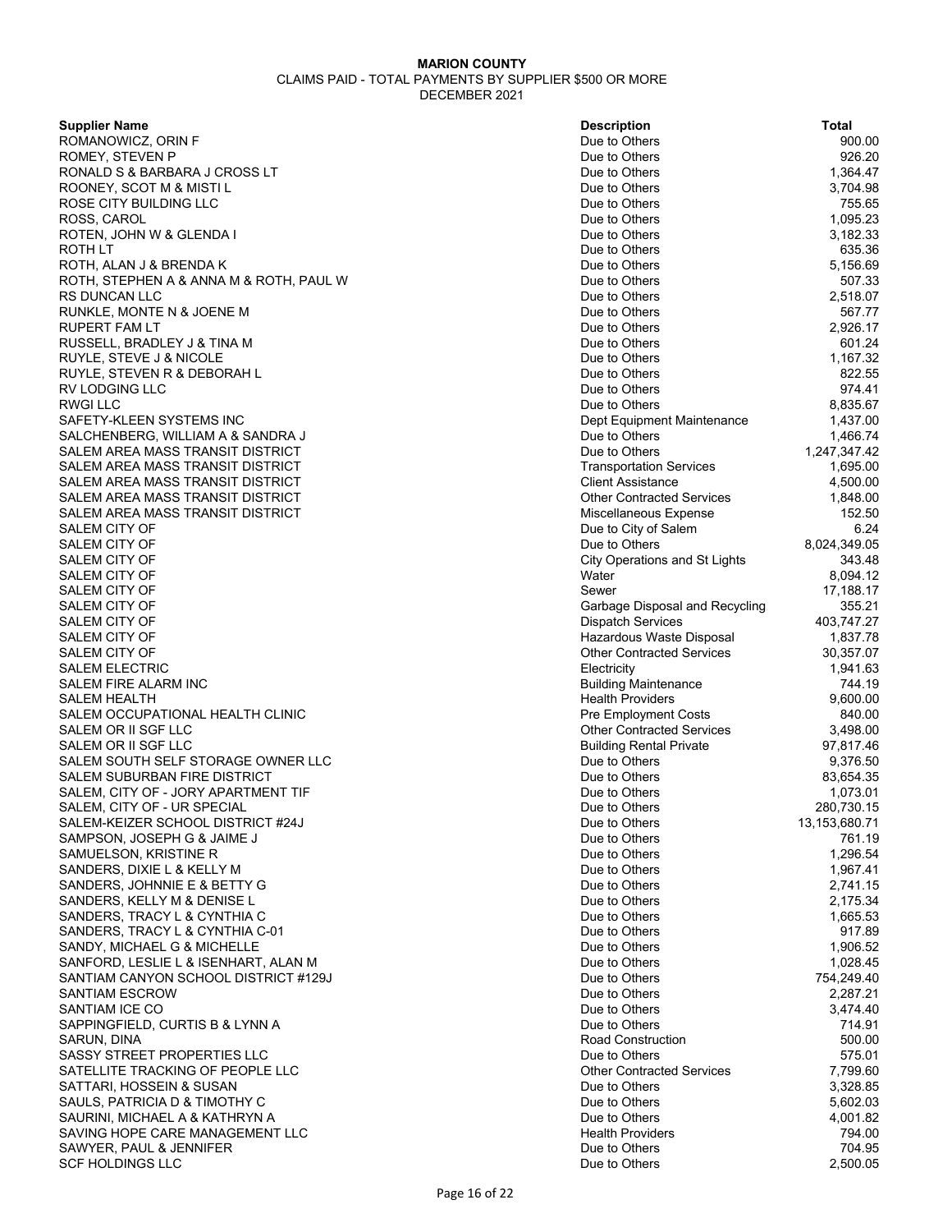**MARION COUNTY**
CLAIMS PAID - TOTAL PAYMENTS BY SUPPLIER $500 OR MORE
DECEMBER 2021

| Supplier Name | Description | Total |
|---|---|---|
| ROMANOWICZ, ORIN F | Due to Others | 900.00 |
| ROMEY, STEVEN P | Due to Others | 926.20 |
| RONALD S & BARBARA J CROSS LT | Due to Others | 1,364.47 |
| ROONEY, SCOT M & MISTI L | Due to Others | 3,704.98 |
| ROSE CITY BUILDING LLC | Due to Others | 755.65 |
| ROSS, CAROL | Due to Others | 1,095.23 |
| ROTEN, JOHN W & GLENDA I | Due to Others | 3,182.33 |
| ROTH LT | Due to Others | 635.36 |
| ROTH, ALAN J & BRENDA K | Due to Others | 5,156.69 |
| ROTH, STEPHEN A & ANNA M & ROTH, PAUL W | Due to Others | 507.33 |
| RS DUNCAN LLC | Due to Others | 2,518.07 |
| RUNKLE, MONTE N & JOENE M | Due to Others | 567.77 |
| RUPERT FAM LT | Due to Others | 2,926.17 |
| RUSSELL, BRADLEY J & TINA M | Due to Others | 601.24 |
| RUYLE, STEVE J & NICOLE | Due to Others | 1,167.32 |
| RUYLE, STEVEN R & DEBORAH L | Due to Others | 822.55 |
| RV LODGING LLC | Due to Others | 974.41 |
| RWGI LLC | Due to Others | 8,835.67 |
| SAFETY-KLEEN SYSTEMS INC | Dept Equipment Maintenance | 1,437.00 |
| SALCHENBERG, WILLIAM A & SANDRA J | Due to Others | 1,466.74 |
| SALEM AREA MASS TRANSIT DISTRICT | Due to Others | 1,247,347.42 |
| SALEM AREA MASS TRANSIT DISTRICT | Transportation Services | 1,695.00 |
| SALEM AREA MASS TRANSIT DISTRICT | Client Assistance | 4,500.00 |
| SALEM AREA MASS TRANSIT DISTRICT | Other Contracted Services | 1,848.00 |
| SALEM AREA MASS TRANSIT DISTRICT | Miscellaneous Expense | 152.50 |
| SALEM CITY OF | Due to City of Salem | 6.24 |
| SALEM CITY OF | Due to Others | 8,024,349.05 |
| SALEM CITY OF | City Operations and St Lights | 343.48 |
| SALEM CITY OF | Water | 8,094.12 |
| SALEM CITY OF | Sewer | 17,188.17 |
| SALEM CITY OF | Garbage Disposal and Recycling | 355.21 |
| SALEM CITY OF | Dispatch Services | 403,747.27 |
| SALEM CITY OF | Hazardous Waste Disposal | 1,837.78 |
| SALEM CITY OF | Other Contracted Services | 30,357.07 |
| SALEM ELECTRIC | Electricity | 1,941.63 |
| SALEM FIRE ALARM INC | Building Maintenance | 744.19 |
| SALEM HEALTH | Health Providers | 9,600.00 |
| SALEM OCCUPATIONAL HEALTH CLINIC | Pre Employment Costs | 840.00 |
| SALEM OR II SGF LLC | Other Contracted Services | 3,498.00 |
| SALEM OR II SGF LLC | Building Rental Private | 97,817.46 |
| SALEM SOUTH SELF STORAGE OWNER LLC | Due to Others | 9,376.50 |
| SALEM SUBURBAN FIRE DISTRICT | Due to Others | 83,654.35 |
| SALEM, CITY OF - JORY APARTMENT TIF | Due to Others | 1,073.01 |
| SALEM, CITY OF - UR SPECIAL | Due to Others | 280,730.15 |
| SALEM-KEIZER SCHOOL DISTRICT #24J | Due to Others | 13,153,680.71 |
| SAMPSON, JOSEPH G & JAIME J | Due to Others | 761.19 |
| SAMUELSON, KRISTINE R | Due to Others | 1,296.54 |
| SANDERS, DIXIE L & KELLY M | Due to Others | 1,967.41 |
| SANDERS, JOHNNIE E & BETTY G | Due to Others | 2,741.15 |
| SANDERS, KELLY M & DENISE L | Due to Others | 2,175.34 |
| SANDERS, TRACY L & CYNTHIA C | Due to Others | 1,665.53 |
| SANDERS, TRACY L & CYNTHIA C-01 | Due to Others | 917.89 |
| SANDY, MICHAEL G & MICHELLE | Due to Others | 1,906.52 |
| SANFORD, LESLIE L & ISENHART, ALAN M | Due to Others | 1,028.45 |
| SANTIAM CANYON SCHOOL DISTRICT #129J | Due to Others | 754,249.40 |
| SANTIAM ESCROW | Due to Others | 2,287.21 |
| SANTIAM ICE CO | Due to Others | 3,474.40 |
| SAPPINGFIELD, CURTIS B & LYNN A | Due to Others | 714.91 |
| SARUN, DINA | Road Construction | 500.00 |
| SASSY STREET PROPERTIES LLC | Due to Others | 575.01 |
| SATELLITE TRACKING OF PEOPLE LLC | Other Contracted Services | 7,799.60 |
| SATTARI, HOSSEIN & SUSAN | Due to Others | 3,328.85 |
| SAULS, PATRICIA D & TIMOTHY C | Due to Others | 5,602.03 |
| SAURINI, MICHAEL A & KATHRYN A | Due to Others | 4,001.82 |
| SAVING HOPE CARE MANAGEMENT LLC | Health Providers | 794.00 |
| SAWYER, PAUL & JENNIFER | Due to Others | 704.95 |
| SCF HOLDINGS LLC | Due to Others | 2,500.05 |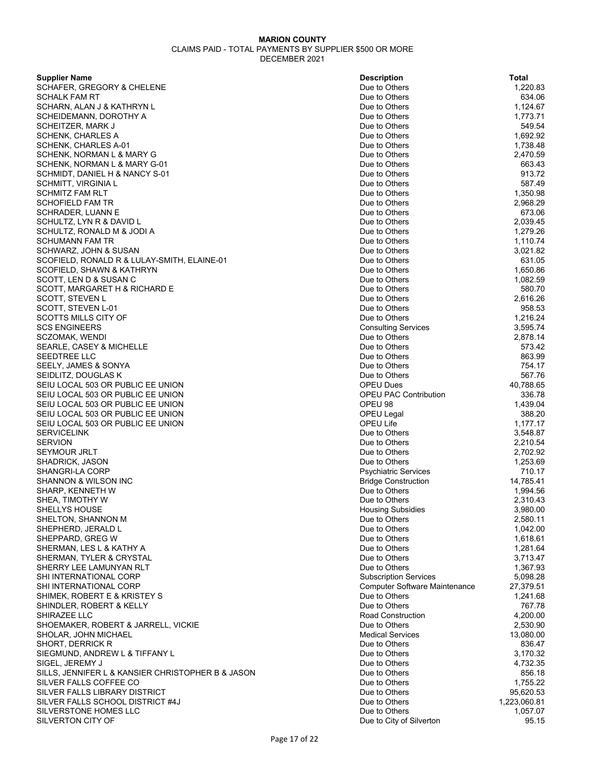# MARION COUNTY

CLAIMS PAID - TOTAL PAYMENTS BY SUPPLIER $500 OR MORE

DECEMBER 2021

| Supplier Name | Description | Total |
|---|---|---|
| SCHAFER, GREGORY & CHELENE | Due to Others | 1,220.83 |
| SCHALK FAM RT | Due to Others | 634.06 |
| SCHARN, ALAN J & KATHRYN L | Due to Others | 1,124.67 |
| SCHEIDEMANN, DOROTHY A | Due to Others | 1,773.71 |
| SCHEITZER, MARK J | Due to Others | 549.54 |
| SCHENK, CHARLES A | Due to Others | 1,692.92 |
| SCHENK, CHARLES A-01 | Due to Others | 1,738.48 |
| SCHENK, NORMAN L & MARY G | Due to Others | 2,470.59 |
| SCHENK, NORMAN L & MARY G-01 | Due to Others | 663.43 |
| SCHMIDT, DANIEL H & NANCY S-01 | Due to Others | 913.72 |
| SCHMITT, VIRGINIA L | Due to Others | 587.49 |
| SCHMITZ FAM RLT | Due to Others | 1,350.98 |
| SCHOFIELD FAM TR | Due to Others | 2,968.29 |
| SCHRADER, LUANN E | Due to Others | 673.06 |
| SCHULTZ, LYN R & DAVID L | Due to Others | 2,039.45 |
| SCHULTZ, RONALD M & JODI A | Due to Others | 1,279.26 |
| SCHUMANN FAM TR | Due to Others | 1,110.74 |
| SCHWARZ, JOHN & SUSAN | Due to Others | 3,021.82 |
| SCOFIELD, RONALD R & LULAY-SMITH, ELAINE-01 | Due to Others | 631.05 |
| SCOFIELD, SHAWN & KATHRYN | Due to Others | 1,650.86 |
| SCOTT, LEN D & SUSAN C | Due to Others | 1,082.59 |
| SCOTT, MARGARET H & RICHARD E | Due to Others | 580.70 |
| SCOTT, STEVEN L | Due to Others | 2,616.26 |
| SCOTT, STEVEN L-01 | Due to Others | 958.53 |
| SCOTTS MILLS CITY OF | Due to Others | 1,216.24 |
| SCS ENGINEERS | Consulting Services | 3,595.74 |
| SCZOMAK, WENDI | Due to Others | 2,878.14 |
| SEARLE, CASEY & MICHELLE | Due to Others | 573.42 |
| SEEDTREE LLC | Due to Others | 863.99 |
| SEELY, JAMES & SONYA | Due to Others | 754.17 |
| SEIDLITZ, DOUGLAS K | Due to Others | 567.76 |
| SEIU LOCAL 503 OR PUBLIC EE UNION | OPEU Dues | 40,788.65 |
| SEIU LOCAL 503 OR PUBLIC EE UNION | OPEU PAC Contribution | 336.78 |
| SEIU LOCAL 503 OR PUBLIC EE UNION | OPEU 98 | 1,439.04 |
| SEIU LOCAL 503 OR PUBLIC EE UNION | OPEU Legal | 388.20 |
| SEIU LOCAL 503 OR PUBLIC EE UNION | OPEU Life | 1,177.17 |
| SERVICELINK | Due to Others | 3,548.87 |
| SERVION | Due to Others | 2,210.54 |
| SEYMOUR JRLT | Due to Others | 2,702.92 |
| SHADRICK, JASON | Due to Others | 1,253.69 |
| SHANGRI-LA CORP | Psychiatric Services | 710.17 |
| SHANNON & WILSON INC | Bridge Construction | 14,785.41 |
| SHARP, KENNETH W | Due to Others | 1,994.56 |
| SHEA, TIMOTHY W | Due to Others | 2,310.43 |
| SHELLYS HOUSE | Housing Subsidies | 3,980.00 |
| SHELTON, SHANNON M | Due to Others | 2,580.11 |
| SHEPHERD, JERALD L | Due to Others | 1,042.00 |
| SHEPPARD, GREG W | Due to Others | 1,618.61 |
| SHERMAN, LES L & KATHY A | Due to Others | 1,281.64 |
| SHERMAN, TYLER & CRYSTAL | Due to Others | 3,713.47 |
| SHERRY LEE LAMUNYAN RLT | Due to Others | 1,367.93 |
| SHI INTERNATIONAL CORP | Subscription Services | 5,098.28 |
| SHI INTERNATIONAL CORP | Computer Software Maintenance | 27,379.51 |
| SHIMEK, ROBERT E & KRISTEY S | Due to Others | 1,241.68 |
| SHINDLER, ROBERT & KELLY | Due to Others | 767.78 |
| SHIRAZEE LLC | Road Construction | 4,200.00 |
| SHOEMAKER, ROBERT & JARRELL, VICKIE | Due to Others | 2,530.90 |
| SHOLAR, JOHN MICHAEL | Medical Services | 13,080.00 |
| SHORT, DERRICK R | Due to Others | 836.47 |
| SIEGMUND, ANDREW L & TIFFANY L | Due to Others | 3,170.32 |
| SIGEL, JEREMY J | Due to Others | 4,732.35 |
| SILLS, JENNIFER L & KANSIER CHRISTOPHER B & JASON | Due to Others | 856.18 |
| SILVER FALLS COFFEE CO | Due to Others | 1,755.22 |
| SILVER FALLS LIBRARY DISTRICT | Due to Others | 95,620.53 |
| SILVER FALLS SCHOOL DISTRICT #4J | Due to Others | 1,223,060.81 |
| SILVERSTONE HOMES LLC | Due to Others | 1,057.07 |
| SILVERTON CITY OF | Due to City of Silverton | 95.15 |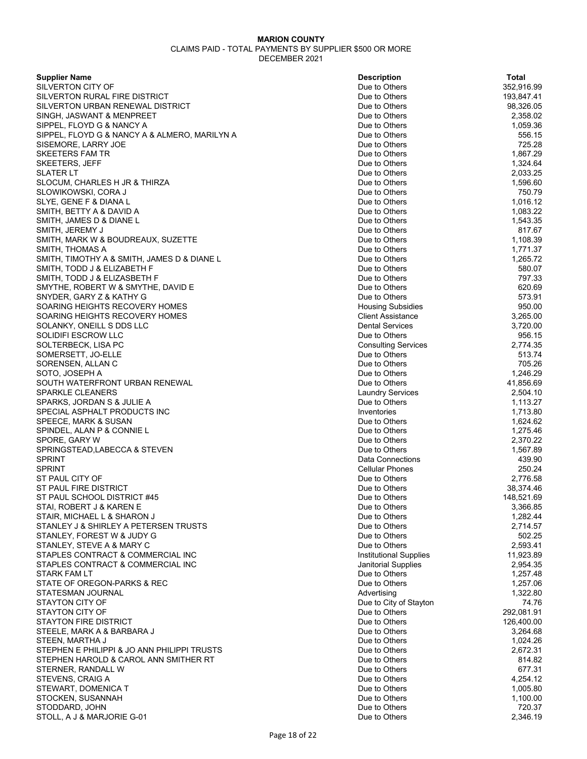**MARION COUNTY**

CLAIMS PAID - TOTAL PAYMENTS BY SUPPLIER $500 OR MORE

DECEMBER 2021

| Supplier Name | Description | Total |
|---|---|---|
| SILVERTON CITY OF | Due to Others | 352,916.99 |
| SILVERTON RURAL FIRE DISTRICT | Due to Others | 193,847.41 |
| SILVERTON URBAN RENEWAL DISTRICT | Due to Others | 98,326.05 |
| SINGH, JASWANT & MENPREET | Due to Others | 2,358.02 |
| SIPPEL, FLOYD G & NANCY A | Due to Others | 1,059.36 |
| SIPPEL, FLOYD G & NANCY A & ALMERO, MARILYN A | Due to Others | 556.15 |
| SISEMORE, LARRY JOE | Due to Others | 725.28 |
| SKEETERS FAM TR | Due to Others | 1,867.29 |
| SKEETERS, JEFF | Due to Others | 1,324.64 |
| SLATER LT | Due to Others | 2,033.25 |
| SLOCUM, CHARLES H JR & THIRZA | Due to Others | 1,596.60 |
| SLOWIKOWSKI, CORA J | Due to Others | 750.79 |
| SLYE, GENE F & DIANA L | Due to Others | 1,016.12 |
| SMITH, BETTY A & DAVID A | Due to Others | 1,083.22 |
| SMITH, JAMES D & DIANE L | Due to Others | 1,543.35 |
| SMITH, JEREMY J | Due to Others | 817.67 |
| SMITH, MARK W & BOUDREAUX, SUZETTE | Due to Others | 1,108.39 |
| SMITH, THOMAS A | Due to Others | 1,771.37 |
| SMITH, TIMOTHY A & SMITH, JAMES D & DIANE L | Due to Others | 1,265.72 |
| SMITH, TODD J & ELIZABETH F | Due to Others | 580.07 |
| SMITH, TODD J & ELIZASBETH F | Due to Others | 797.33 |
| SMYTHE, ROBERT W & SMYTHE, DAVID E | Due to Others | 620.69 |
| SNYDER, GARY Z & KATHY G | Due to Others | 573.91 |
| SOARING HEIGHTS RECOVERY HOMES | Housing Subsidies | 950.00 |
| SOARING HEIGHTS RECOVERY HOMES | Client Assistance | 3,265.00 |
| SOLANKY, ONEILL S DDS LLC | Dental Services | 3,720.00 |
| SOLIDIFI ESCROW LLC | Due to Others | 956.15 |
| SOLTERBECK, LISA PC | Consulting Services | 2,774.35 |
| SOMERSETT, JO-ELLE | Due to Others | 513.74 |
| SORENSEN, ALLAN C | Due to Others | 705.26 |
| SOTO, JOSEPH A | Due to Others | 1,246.29 |
| SOUTH WATERFRONT URBAN RENEWAL | Due to Others | 41,856.69 |
| SPARKLE CLEANERS | Laundry Services | 2,504.10 |
| SPARKS, JORDAN S & JULIE A | Due to Others | 1,113.27 |
| SPECIAL ASPHALT PRODUCTS INC | Inventories | 1,713.80 |
| SPEECE, MARK & SUSAN | Due to Others | 1,624.62 |
| SPINDEL, ALAN P & CONNIE L | Due to Others | 1,275.46 |
| SPORE, GARY W | Due to Others | 2,370.22 |
| SPRINGSTEAD,LABECCA & STEVEN | Due to Others | 1,567.89 |
| SPRINT | Data Connections | 439.90 |
| SPRINT | Cellular Phones | 250.24 |
| ST PAUL CITY OF | Due to Others | 2,776.58 |
| ST PAUL FIRE DISTRICT | Due to Others | 38,374.46 |
| ST PAUL SCHOOL DISTRICT #45 | Due to Others | 148,521.69 |
| STAI, ROBERT J & KAREN E | Due to Others | 3,366.85 |
| STAIR, MICHAEL L & SHARON J | Due to Others | 1,282.44 |
| STANLEY J & SHIRLEY A PETERSEN TRUSTS | Due to Others | 2,714.57 |
| STANLEY, FOREST W & JUDY G | Due to Others | 502.25 |
| STANLEY, STEVE A & MARY C | Due to Others | 2,593.41 |
| STAPLES CONTRACT & COMMERCIAL INC | Institutional Supplies | 11,923.89 |
| STAPLES CONTRACT & COMMERCIAL INC | Janitorial Supplies | 2,954.35 |
| STARK FAM LT | Due to Others | 1,257.48 |
| STATE OF OREGON-PARKS & REC | Due to Others | 1,257.06 |
| STATESMAN JOURNAL | Advertising | 1,322.80 |
| STAYTON CITY OF | Due to City of Stayton | 74.76 |
| STAYTON CITY OF | Due to Others | 292,081.91 |
| STAYTON FIRE DISTRICT | Due to Others | 126,400.00 |
| STEELE, MARK A & BARBARA J | Due to Others | 3,264.68 |
| STEEN, MARTHA J | Due to Others | 1,024.26 |
| STEPHEN E PHILIPPI & JO ANN PHILIPPI TRUSTS | Due to Others | 2,672.31 |
| STEPHEN HAROLD & CAROL ANN SMITHER RT | Due to Others | 814.82 |
| STERNER, RANDALL W | Due to Others | 677.31 |
| STEVENS, CRAIG A | Due to Others | 4,254.12 |
| STEWART, DOMENICA T | Due to Others | 1,005.80 |
| STOCKEN, SUSANNAH | Due to Others | 1,100.00 |
| STODDARD, JOHN | Due to Others | 720.37 |
| STOLL, A J & MARJORIE G-01 | Due to Others | 2,346.19 |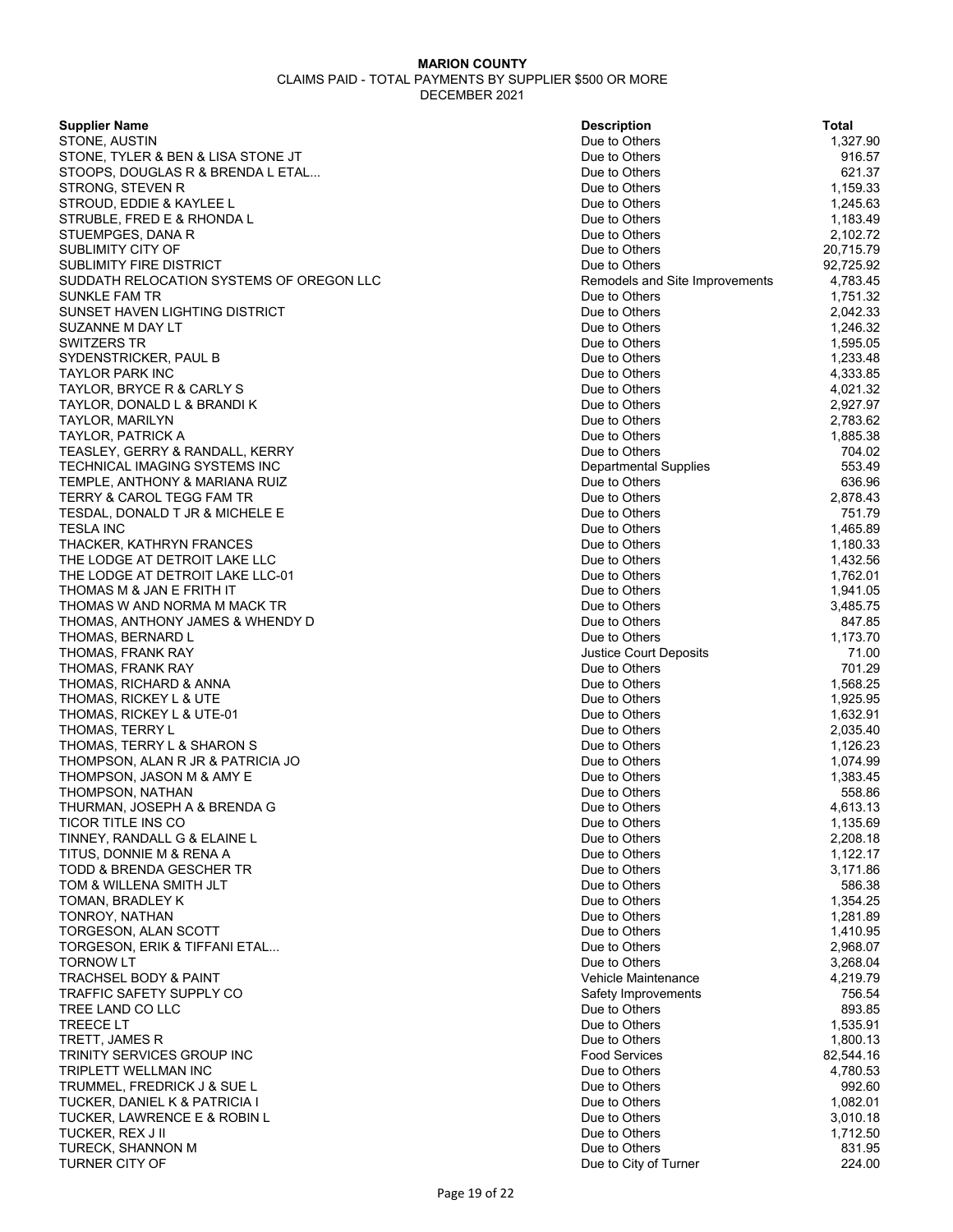**MARION COUNTY**

CLAIMS PAID - TOTAL PAYMENTS BY SUPPLIER $500 OR MORE

DECEMBER 2021

| Supplier Name | Description | Total |
|---|---|---|
| STONE, AUSTIN | Due to Others | 1,327.90 |
| STONE, TYLER & BEN & LISA STONE JT | Due to Others | 916.57 |
| STOOPS, DOUGLAS R & BRENDA L ETAL... | Due to Others | 621.37 |
| STRONG, STEVEN R | Due to Others | 1,159.33 |
| STROUD, EDDIE & KAYLEE L | Due to Others | 1,245.63 |
| STRUBLE, FRED E & RHONDA L | Due to Others | 1,183.49 |
| STUEMPGES, DANA R | Due to Others | 2,102.72 |
| SUBLIMITY CITY OF | Due to Others | 20,715.79 |
| SUBLIMITY FIRE DISTRICT | Due to Others | 92,725.92 |
| SUDDATH RELOCATION SYSTEMS OF OREGON LLC | Remodels and Site Improvements | 4,783.45 |
| SUNKLE FAM TR | Due to Others | 1,751.32 |
| SUNSET HAVEN LIGHTING DISTRICT | Due to Others | 2,042.33 |
| SUZANNE M DAY LT | Due to Others | 1,246.32 |
| SWITZERS TR | Due to Others | 1,595.05 |
| SYDENSTRICKER, PAUL B | Due to Others | 1,233.48 |
| TAYLOR PARK INC | Due to Others | 4,333.85 |
| TAYLOR, BRYCE R & CARLY S | Due to Others | 4,021.32 |
| TAYLOR, DONALD L & BRANDI K | Due to Others | 2,927.97 |
| TAYLOR, MARILYN | Due to Others | 2,783.62 |
| TAYLOR, PATRICK A | Due to Others | 1,885.38 |
| TEASLEY, GERRY & RANDALL, KERRY | Due to Others | 704.02 |
| TECHNICAL IMAGING SYSTEMS INC | Departmental Supplies | 553.49 |
| TEMPLE, ANTHONY & MARIANA RUIZ | Due to Others | 636.96 |
| TERRY & CAROL TEGG FAM TR | Due to Others | 2,878.43 |
| TESDAL, DONALD T JR & MICHELE E | Due to Others | 751.79 |
| TESLA INC | Due to Others | 1,465.89 |
| THACKER, KATHRYN FRANCES | Due to Others | 1,180.33 |
| THE LODGE AT DETROIT LAKE LLC | Due to Others | 1,432.56 |
| THE LODGE AT DETROIT LAKE LLC-01 | Due to Others | 1,762.01 |
| THOMAS M & JAN E FRITH IT | Due to Others | 1,941.05 |
| THOMAS W AND NORMA M MACK TR | Due to Others | 3,485.75 |
| THOMAS, ANTHONY JAMES & WHENDY D | Due to Others | 847.85 |
| THOMAS, BERNARD L | Due to Others | 1,173.70 |
| THOMAS, FRANK RAY | Justice Court Deposits | 71.00 |
| THOMAS, FRANK RAY | Due to Others | 701.29 |
| THOMAS, RICHARD & ANNA | Due to Others | 1,568.25 |
| THOMAS, RICKEY L & UTE | Due to Others | 1,925.95 |
| THOMAS, RICKEY L & UTE-01 | Due to Others | 1,632.91 |
| THOMAS, TERRY L | Due to Others | 2,035.40 |
| THOMAS, TERRY L & SHARON S | Due to Others | 1,126.23 |
| THOMPSON, ALAN R JR & PATRICIA JO | Due to Others | 1,074.99 |
| THOMPSON, JASON M & AMY E | Due to Others | 1,383.45 |
| THOMPSON, NATHAN | Due to Others | 558.86 |
| THURMAN, JOSEPH A & BRENDA G | Due to Others | 4,613.13 |
| TICOR TITLE INS CO | Due to Others | 1,135.69 |
| TINNEY, RANDALL G & ELAINE L | Due to Others | 2,208.18 |
| TITUS, DONNIE M & RENA A | Due to Others | 1,122.17 |
| TODD & BRENDA GESCHER TR | Due to Others | 3,171.86 |
| TOM & WILLENA SMITH JLT | Due to Others | 586.38 |
| TOMAN, BRADLEY K | Due to Others | 1,354.25 |
| TONROY, NATHAN | Due to Others | 1,281.89 |
| TORGESON, ALAN SCOTT | Due to Others | 1,410.95 |
| TORGESON, ERIK & TIFFANI ETAL... | Due to Others | 2,968.07 |
| TORNOW LT | Due to Others | 3,268.04 |
| TRACHSEL BODY & PAINT | Vehicle Maintenance | 4,219.79 |
| TRAFFIC SAFETY SUPPLY CO | Safety Improvements | 756.54 |
| TREE LAND CO LLC | Due to Others | 893.85 |
| TREECE LT | Due to Others | 1,535.91 |
| TRETT, JAMES R | Due to Others | 1,800.13 |
| TRINITY SERVICES GROUP INC | Food Services | 82,544.16 |
| TRIPLETT WELLMAN INC | Due to Others | 4,780.53 |
| TRUMMEL, FREDRICK J & SUE L | Due to Others | 992.60 |
| TUCKER, DANIEL K & PATRICIA I | Due to Others | 1,082.01 |
| TUCKER, LAWRENCE E & ROBIN L | Due to Others | 3,010.18 |
| TUCKER, REX J II | Due to Others | 1,712.50 |
| TURECK, SHANNON M | Due to Others | 831.95 |
| TURNER CITY OF | Due to City of Turner | 224.00 |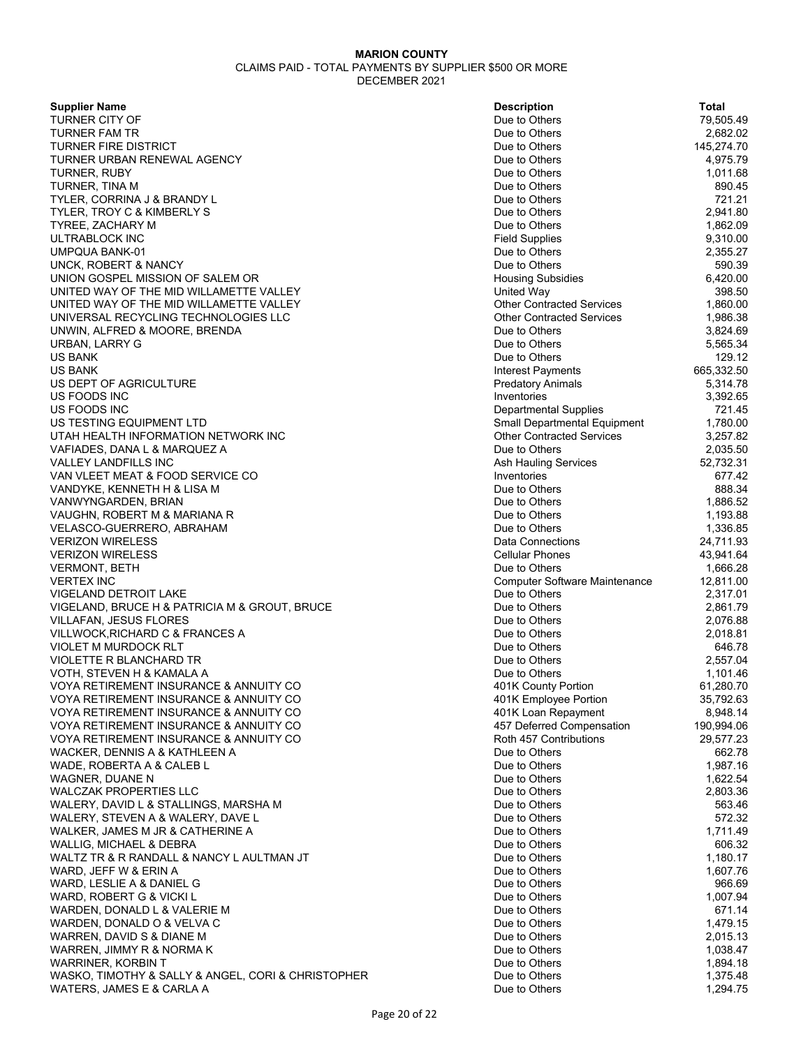**MARION COUNTY**

CLAIMS PAID - TOTAL PAYMENTS BY SUPPLIER $500 OR MORE

DECEMBER 2021

| Supplier Name | Description | Total |
|---|---|---|
| TURNER CITY OF | Due to Others | 79,505.49 |
| TURNER FAM TR | Due to Others | 2,682.02 |
| TURNER FIRE DISTRICT | Due to Others | 145,274.70 |
| TURNER URBAN RENEWAL AGENCY | Due to Others | 4,975.79 |
| TURNER, RUBY | Due to Others | 1,011.68 |
| TURNER, TINA M | Due to Others | 890.45 |
| TYLER, CORRINA J & BRANDY L | Due to Others | 721.21 |
| TYLER, TROY C & KIMBERLY S | Due to Others | 2,941.80 |
| TYREE, ZACHARY M | Due to Others | 1,862.09 |
| ULTRABLOCK INC | Field Supplies | 9,310.00 |
| UMPQUA BANK-01 | Due to Others | 2,355.27 |
| UNCK, ROBERT & NANCY | Due to Others | 590.39 |
| UNION GOSPEL MISSION OF SALEM OR | Housing Subsidies | 6,420.00 |
| UNITED WAY OF THE MID WILLAMETTE VALLEY | United Way | 398.50 |
| UNITED WAY OF THE MID WILLAMETTE VALLEY | Other Contracted Services | 1,860.00 |
| UNIVERSAL RECYCLING TECHNOLOGIES LLC | Other Contracted Services | 1,986.38 |
| UNWIN, ALFRED & MOORE, BRENDA | Due to Others | 3,824.69 |
| URBAN, LARRY G | Due to Others | 5,565.34 |
| US BANK | Due to Others | 129.12 |
| US BANK | Interest Payments | 665,332.50 |
| US DEPT OF AGRICULTURE | Predatory Animals | 5,314.78 |
| US FOODS INC | Inventories | 3,392.65 |
| US FOODS INC | Departmental Supplies | 721.45 |
| US TESTING EQUIPMENT LTD | Small Departmental Equipment | 1,780.00 |
| UTAH HEALTH INFORMATION NETWORK INC | Other Contracted Services | 3,257.82 |
| VAFIADES, DANA L & MARQUEZ A | Due to Others | 2,035.50 |
| VALLEY LANDFILLS INC | Ash Hauling Services | 52,732.31 |
| VAN VLEET MEAT & FOOD SERVICE CO | Inventories | 677.42 |
| VANDYKE, KENNETH H & LISA M | Due to Others | 888.34 |
| VANWYNGARDEN, BRIAN | Due to Others | 1,886.52 |
| VAUGHN, ROBERT M & MARIANA R | Due to Others | 1,193.88 |
| VELASCO-GUERRERO, ABRAHAM | Due to Others | 1,336.85 |
| VERIZON WIRELESS | Data Connections | 24,711.93 |
| VERIZON WIRELESS | Cellular Phones | 43,941.64 |
| VERMONT, BETH | Due to Others | 1,666.28 |
| VERTEX INC | Computer Software Maintenance | 12,811.00 |
| VIGELAND DETROIT LAKE | Due to Others | 2,317.01 |
| VIGELAND, BRUCE H & PATRICIA M & GROUT, BRUCE | Due to Others | 2,861.79 |
| VILLAFAN, JESUS FLORES | Due to Others | 2,076.88 |
| VILLWOCK,RICHARD C & FRANCES A | Due to Others | 2,018.81 |
| VIOLET M MURDOCK RLT | Due to Others | 646.78 |
| VIOLETTE R BLANCHARD TR | Due to Others | 2,557.04 |
| VOTH, STEVEN H & KAMALA A | Due to Others | 1,101.46 |
| VOYA RETIREMENT INSURANCE & ANNUITY CO | 401K County Portion | 61,280.70 |
| VOYA RETIREMENT INSURANCE & ANNUITY CO | 401K Employee Portion | 35,792.63 |
| VOYA RETIREMENT INSURANCE & ANNUITY CO | 401K Loan Repayment | 8,948.14 |
| VOYA RETIREMENT INSURANCE & ANNUITY CO | 457 Deferred Compensation | 190,994.06 |
| VOYA RETIREMENT INSURANCE & ANNUITY CO | Roth 457 Contributions | 29,577.23 |
| WACKER, DENNIS A & KATHLEEN A | Due to Others | 662.78 |
| WADE, ROBERTA A & CALEB L | Due to Others | 1,987.16 |
| WAGNER, DUANE N | Due to Others | 1,622.54 |
| WALCZAK PROPERTIES LLC | Due to Others | 2,803.36 |
| WALERY, DAVID L & STALLINGS, MARSHA M | Due to Others | 563.46 |
| WALERY, STEVEN A & WALERY, DAVE L | Due to Others | 572.32 |
| WALKER, JAMES M JR & CATHERINE A | Due to Others | 1,711.49 |
| WALLIG, MICHAEL & DEBRA | Due to Others | 606.32 |
| WALTZ TR & R RANDALL & NANCY L AULTMAN JT | Due to Others | 1,180.17 |
| WARD, JEFF W & ERIN A | Due to Others | 1,607.76 |
| WARD, LESLIE A & DANIEL G | Due to Others | 966.69 |
| WARD, ROBERT G & VICKI L | Due to Others | 1,007.94 |
| WARDEN, DONALD L & VALERIE M | Due to Others | 671.14 |
| WARDEN, DONALD O & VELVA C | Due to Others | 1,479.15 |
| WARREN, DAVID S & DIANE M | Due to Others | 2,015.13 |
| WARREN, JIMMY R & NORMA K | Due to Others | 1,038.47 |
| WARRINER, KORBIN T | Due to Others | 1,894.18 |
| WASKO, TIMOTHY & SALLY & ANGEL, CORI & CHRISTOPHER | Due to Others | 1,375.48 |
| WATERS, JAMES E & CARLA A | Due to Others | 1,294.75 |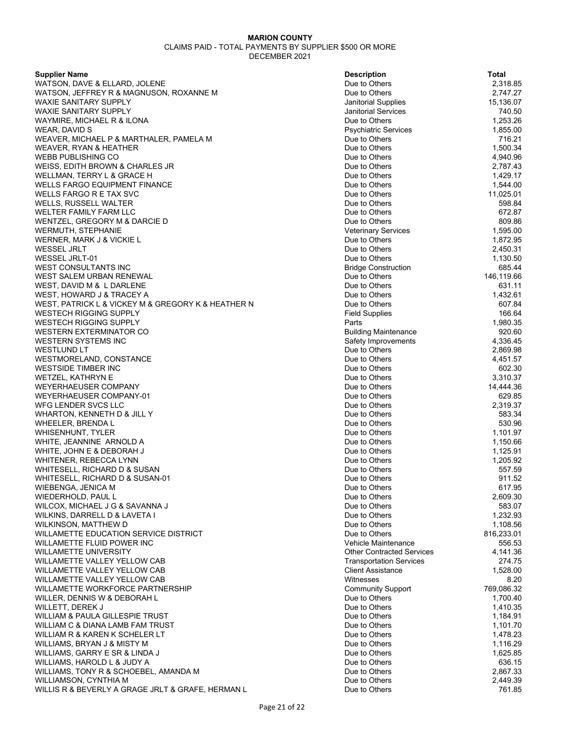**MARION COUNTY**

CLAIMS PAID - TOTAL PAYMENTS BY SUPPLIER $500 OR MORE

DECEMBER 2021

| Supplier Name | Description | Total |
|---|---|---|
| WATSON, DAVE & ELLARD, JOLENE | Due to Others | 2,318.85 |
| WATSON, JEFFREY R & MAGNUSON, ROXANNE M | Due to Others | 2,747.27 |
| WAXIE SANITARY SUPPLY | Janitorial Supplies | 15,136.07 |
| WAXIE SANITARY SUPPLY | Janitorial Services | 740.50 |
| WAYMIRE, MICHAEL R & ILONA | Due to Others | 1,253.26 |
| WEAR, DAVID S | Psychiatric Services | 1,855.00 |
| WEAVER, MICHAEL P & MARTHALER, PAMELA M | Due to Others | 716.21 |
| WEAVER, RYAN & HEATHER | Due to Others | 1,500.34 |
| WEBB PUBLISHING CO | Due to Others | 4,940.96 |
| WEISS, EDITH BROWN & CHARLES JR | Due to Others | 2,787.43 |
| WELLMAN, TERRY L & GRACE H | Due to Others | 1,429.17 |
| WELLS FARGO EQUIPMENT FINANCE | Due to Others | 1,544.00 |
| WELLS FARGO R E TAX SVC | Due to Others | 11,025.01 |
| WELLS, RUSSELL WALTER | Due to Others | 598.84 |
| WELTER FAMILY FARM LLC | Due to Others | 672.87 |
| WENTZEL, GREGORY M & DARCIE D | Due to Others | 809.86 |
| WERMUTH, STEPHANIE | Veterinary Services | 1,595.00 |
| WERNER, MARK J & VICKIE L | Due to Others | 1,872.95 |
| WESSEL JRLT | Due to Others | 2,450.31 |
| WESSEL JRLT-01 | Due to Others | 1,130.50 |
| WEST CONSULTANTS INC | Bridge Construction | 685.44 |
| WEST SALEM URBAN RENEWAL | Due to Others | 146,119.66 |
| WEST, DAVID M & L DARLENE | Due to Others | 631.11 |
| WEST, HOWARD J & TRACEY A | Due to Others | 1,432.61 |
| WEST, PATRICK L & VICKEY M & GREGORY K & HEATHER N | Due to Others | 607.84 |
| WESTECH RIGGING SUPPLY | Field Supplies | 166.64 |
| WESTECH RIGGING SUPPLY | Parts | 1,980.35 |
| WESTERN EXTERMINATOR CO | Building Maintenance | 920.60 |
| WESTERN SYSTEMS INC | Safety Improvements | 4,336.45 |
| WESTLUND LT | Due to Others | 2,869.98 |
| WESTMORELAND, CONSTANCE | Due to Others | 4,451.57 |
| WESTSIDE TIMBER INC | Due to Others | 602.30 |
| WETZEL, KATHRYN E | Due to Others | 3,310.37 |
| WEYERHAEUSER COMPANY | Due to Others | 14,444.36 |
| WEYERHAEUSER COMPANY-01 | Due to Others | 629.85 |
| WFG LENDER SVCS LLC | Due to Others | 2,319.37 |
| WHARTON, KENNETH D & JILL Y | Due to Others | 583.34 |
| WHEELER, BRENDA L | Due to Others | 530.96 |
| WHISENHUNT, TYLER | Due to Others | 1,101.97 |
| WHITE, JEANNINE ARNOLD A | Due to Others | 1,150.66 |
| WHITE, JOHN E & DEBORAH J | Due to Others | 1,125.91 |
| WHITENER, REBECCA LYNN | Due to Others | 1,205.92 |
| WHITESELL, RICHARD D & SUSAN | Due to Others | 557.59 |
| WHITESELL, RICHARD D & SUSAN-01 | Due to Others | 911.52 |
| WIEBENGA, JENICA M | Due to Others | 617.95 |
| WIEDERHOLD, PAUL L | Due to Others | 2,609.30 |
| WILCOX, MICHAEL J G & SAVANNA J | Due to Others | 583.07 |
| WILKINS, DARRELL D & LAVETA I | Due to Others | 1,232.93 |
| WILKINSON, MATTHEW D | Due to Others | 1,108.56 |
| WILLAMETTE EDUCATION SERVICE DISTRICT | Due to Others | 816,233.01 |
| WILLAMETTE FLUID POWER INC | Vehicle Maintenance | 556.53 |
| WILLAMETTE UNIVERSITY | Other Contracted Services | 4,141.36 |
| WILLAMETTE VALLEY YELLOW CAB | Transportation Services | 274.75 |
| WILLAMETTE VALLEY YELLOW CAB | Client Assistance | 1,528.00 |
| WILLAMETTE VALLEY YELLOW CAB | Witnesses | 8.20 |
| WILLAMETTE WORKFORCE PARTNERSHIP | Community Support | 769,086.32 |
| WILLER, DENNIS W & DEBORAH L | Due to Others | 1,700.40 |
| WILLETT, DEREK J | Due to Others | 1,410.35 |
| WILLIAM & PAULA GILLESPIE TRUST | Due to Others | 1,184.91 |
| WILLIAM C & DIANA LAMB FAM TRUST | Due to Others | 1,101.70 |
| WILLIAM R & KAREN K SCHELER LT | Due to Others | 1,478.23 |
| WILLIAMS, BRYAN J & MISTY M | Due to Others | 1,116.29 |
| WILLIAMS, GARRY E SR & LINDA J | Due to Others | 1,625.85 |
| WILLIAMS, HAROLD L & JUDY A | Due to Others | 636.15 |
| WILLIAMS, TONY R & SCHOEBEL, AMANDA M | Due to Others | 2,867.33 |
| WILLIAMSON, CYNTHIA M | Due to Others | 2,449.39 |
| WILLIS R & BEVERLY A GRAGE JRLT & GRAFE, HERMAN L | Due to Others | 761.85 |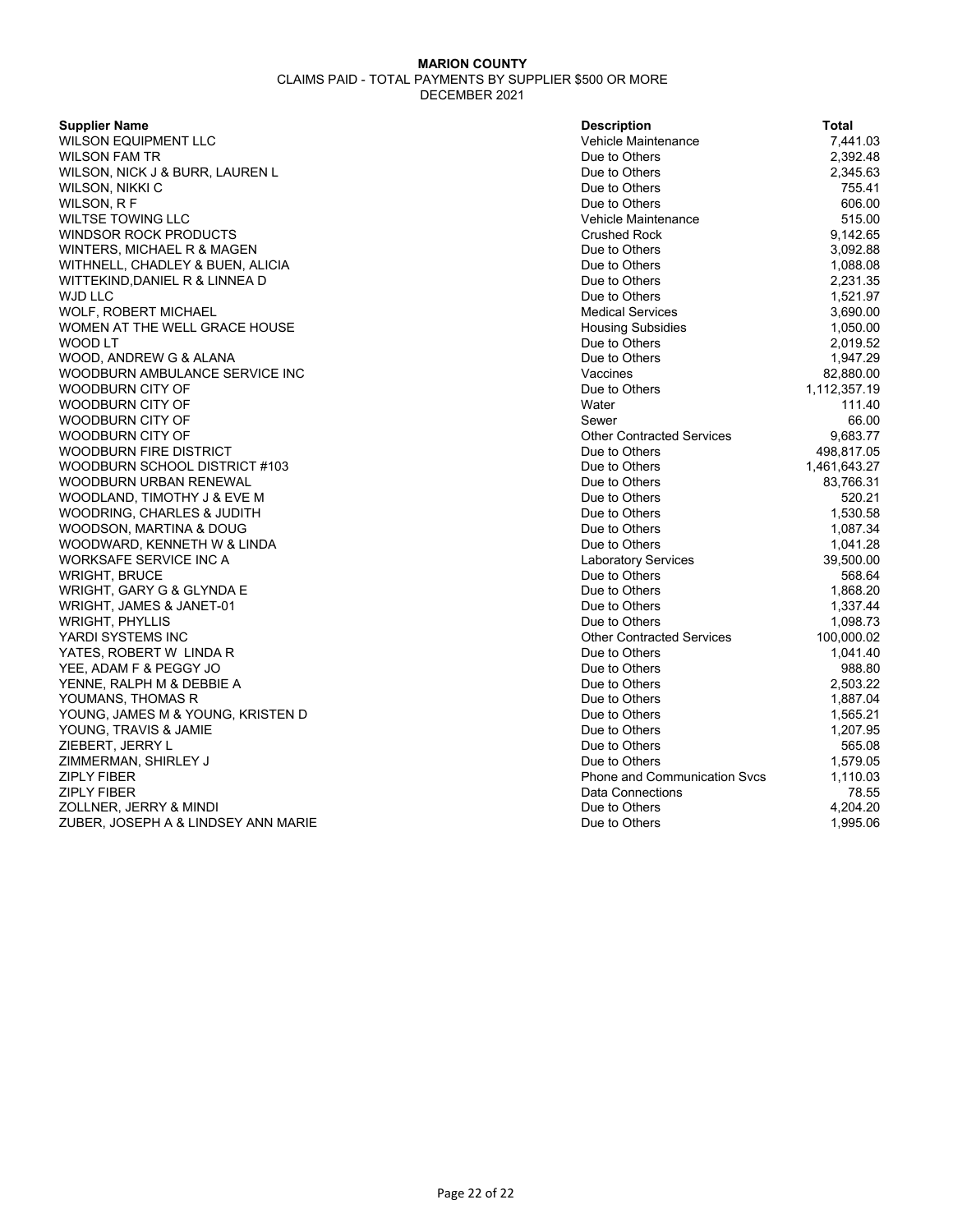**MARION COUNTY**

CLAIMS PAID - TOTAL PAYMENTS BY SUPPLIER $500 OR MORE

DECEMBER 2021

| Supplier Name | Description | Total |
|---|---|---|
| WILSON EQUIPMENT LLC | Vehicle Maintenance | 7,441.03 |
| WILSON FAM TR | Due to Others | 2,392.48 |
| WILSON, NICK J & BURR, LAUREN L | Due to Others | 2,345.63 |
| WILSON, NIKKI C | Due to Others | 755.41 |
| WILSON, R F | Due to Others | 606.00 |
| WILTSE TOWING LLC | Vehicle Maintenance | 515.00 |
| WINDSOR ROCK PRODUCTS | Crushed Rock | 9,142.65 |
| WINTERS, MICHAEL R & MAGEN | Due to Others | 3,092.88 |
| WITHNELL, CHADLEY & BUEN, ALICIA | Due to Others | 1,088.08 |
| WITTEKIND,DANIEL R & LINNEA D | Due to Others | 2,231.35 |
| WJD LLC | Due to Others | 1,521.97 |
| WOLF, ROBERT MICHAEL | Medical Services | 3,690.00 |
| WOMEN AT THE WELL GRACE HOUSE | Housing Subsidies | 1,050.00 |
| WOOD LT | Due to Others | 2,019.52 |
| WOOD, ANDREW G & ALANA | Due to Others | 1,947.29 |
| WOODBURN AMBULANCE SERVICE INC | Vaccines | 82,880.00 |
| WOODBURN CITY OF | Due to Others | 1,112,357.19 |
| WOODBURN CITY OF | Water | 111.40 |
| WOODBURN CITY OF | Sewer | 66.00 |
| WOODBURN CITY OF | Other Contracted Services | 9,683.77 |
| WOODBURN FIRE DISTRICT | Due to Others | 498,817.05 |
| WOODBURN SCHOOL DISTRICT #103 | Due to Others | 1,461,643.27 |
| WOODBURN URBAN RENEWAL | Due to Others | 83,766.31 |
| WOODLAND, TIMOTHY J & EVE M | Due to Others | 520.21 |
| WOODRING, CHARLES & JUDITH | Due to Others | 1,530.58 |
| WOODSON, MARTINA & DOUG | Due to Others | 1,087.34 |
| WOODWARD, KENNETH W & LINDA | Due to Others | 1,041.28 |
| WORKSAFE SERVICE INC A | Laboratory Services | 39,500.00 |
| WRIGHT, BRUCE | Due to Others | 568.64 |
| WRIGHT, GARY G & GLYNDA E | Due to Others | 1,868.20 |
| WRIGHT, JAMES & JANET-01 | Due to Others | 1,337.44 |
| WRIGHT, PHYLLIS | Due to Others | 1,098.73 |
| YARDI SYSTEMS INC | Other Contracted Services | 100,000.02 |
| YATES, ROBERT W LINDA R | Due to Others | 1,041.40 |
| YEE, ADAM F & PEGGY JO | Due to Others | 988.80 |
| YENNE, RALPH M & DEBBIE A | Due to Others | 2,503.22 |
| YOUMANS, THOMAS R | Due to Others | 1,887.04 |
| YOUNG, JAMES M & YOUNG, KRISTEN D | Due to Others | 1,565.21 |
| YOUNG, TRAVIS & JAMIE | Due to Others | 1,207.95 |
| ZIEBERT, JERRY L | Due to Others | 565.08 |
| ZIMMERMAN, SHIRLEY J | Due to Others | 1,579.05 |
| ZIPLY FIBER | Phone and Communication Svcs | 1,110.03 |
| ZIPLY FIBER | Data Connections | 78.55 |
| ZOLLNER, JERRY & MINDI | Due to Others | 4,204.20 |
| ZUBER, JOSEPH A & LINDSEY ANN MARIE | Due to Others | 1,995.06 |